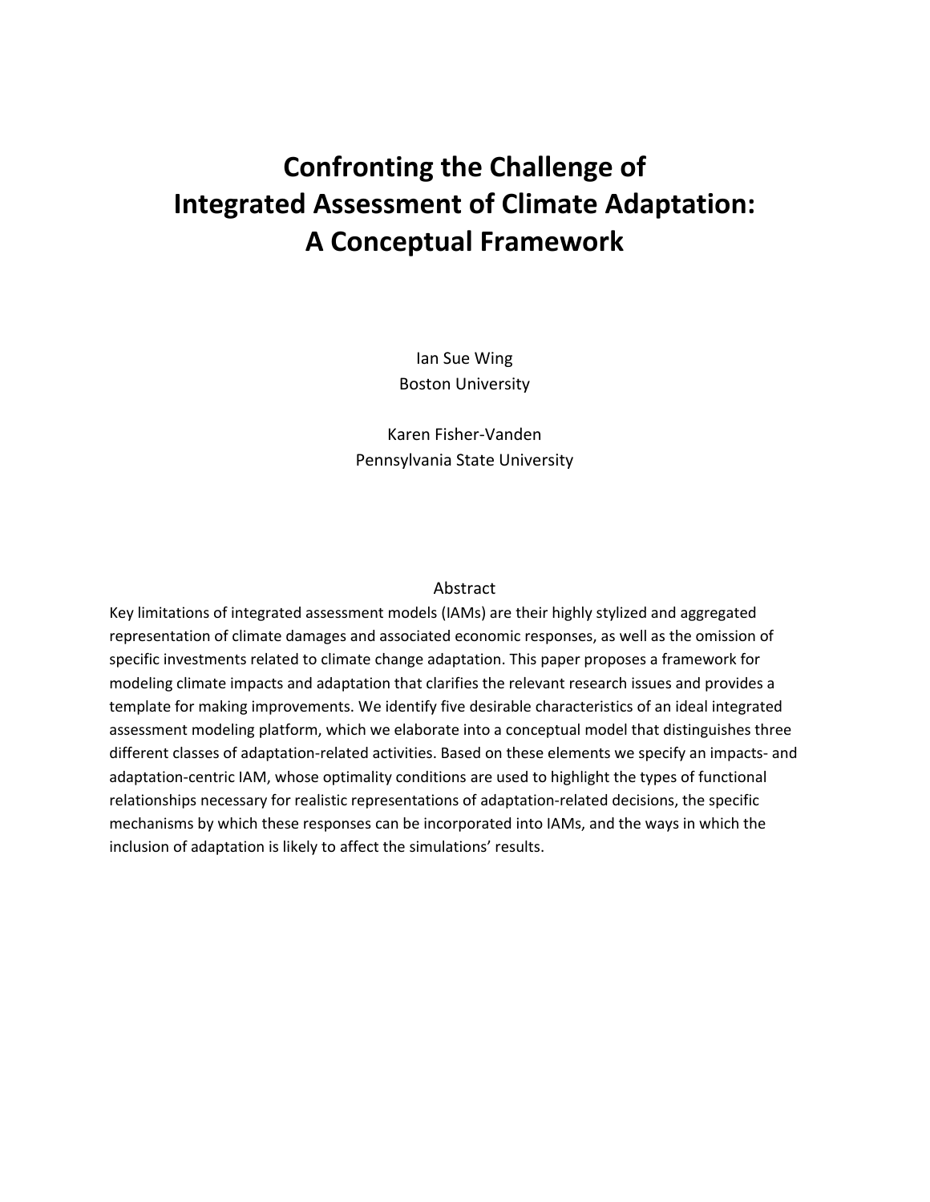# Confronting the Challenge of Integrated Assessment of Climate Adaptation: A Conceptual Framework

Ian Sue Wing
Boston University

Karen Fisher-Vanden
Pennsylvania State University

## Abstract

Key limitations of integrated assessment models (IAMs) are their highly stylized and aggregated representation of climate damages and associated economic responses, as well as the omission of specific investments related to climate change adaptation. This paper proposes a framework for modeling climate impacts and adaptation that clarifies the relevant research issues and provides a template for making improvements. We identify five desirable characteristics of an ideal integrated assessment modeling platform, which we elaborate into a conceptual model that distinguishes three different classes of adaptation-related activities. Based on these elements we specify an impacts- and adaptation-centric IAM, whose optimality conditions are used to highlight the types of functional relationships necessary for realistic representations of adaptation-related decisions, the specific mechanisms by which these responses can be incorporated into IAMs, and the ways in which the inclusion of adaptation is likely to affect the simulations' results.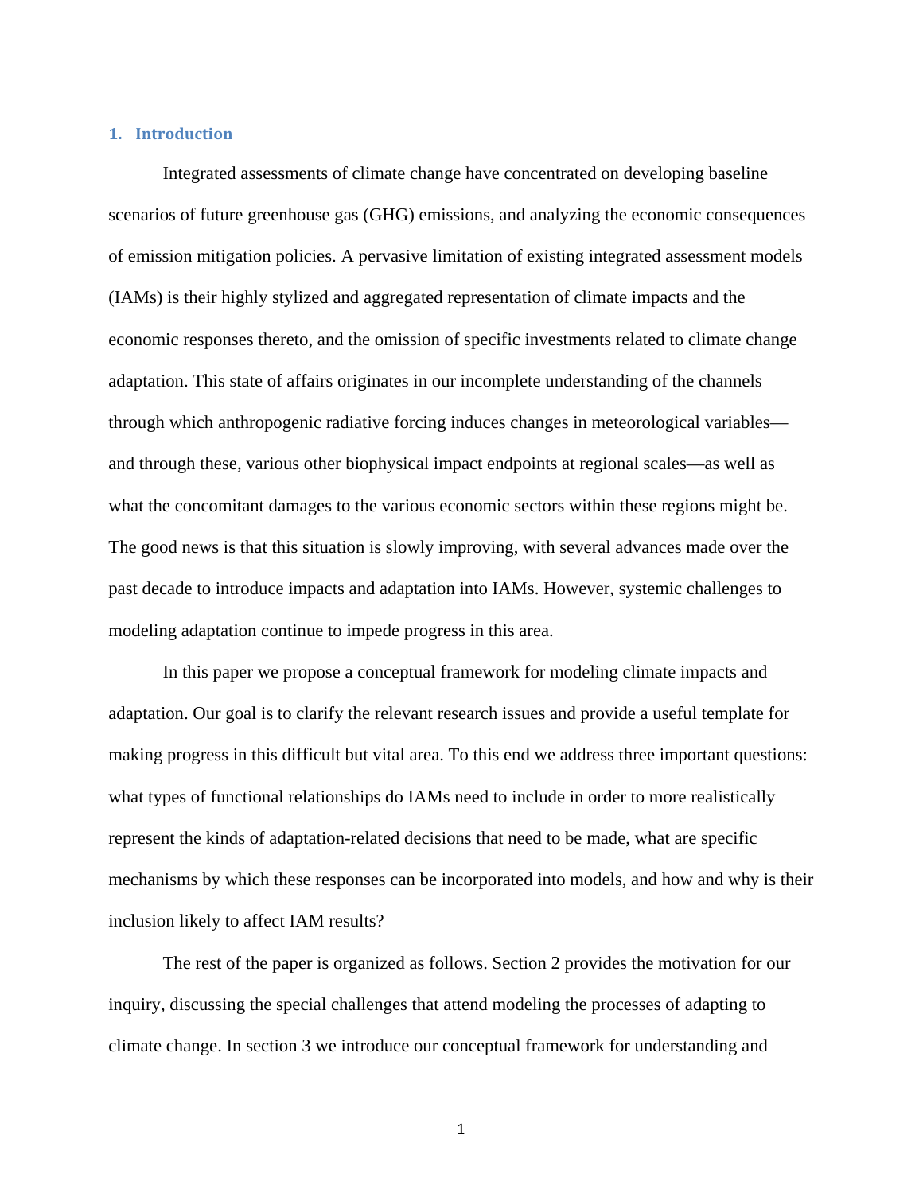## 1. Introduction

Integrated assessments of climate change have concentrated on developing baseline scenarios of future greenhouse gas (GHG) emissions, and analyzing the economic consequences of emission mitigation policies. A pervasive limitation of existing integrated assessment models (IAMs) is their highly stylized and aggregated representation of climate impacts and the economic responses thereto, and the omission of specific investments related to climate change adaptation. This state of affairs originates in our incomplete understanding of the channels through which anthropogenic radiative forcing induces changes in meteorological variables—and through these, various other biophysical impact endpoints at regional scales—as well as what the concomitant damages to the various economic sectors within these regions might be. The good news is that this situation is slowly improving, with several advances made over the past decade to introduce impacts and adaptation into IAMs. However, systemic challenges to modeling adaptation continue to impede progress in this area.

In this paper we propose a conceptual framework for modeling climate impacts and adaptation. Our goal is to clarify the relevant research issues and provide a useful template for making progress in this difficult but vital area. To this end we address three important questions: what types of functional relationships do IAMs need to include in order to more realistically represent the kinds of adaptation-related decisions that need to be made, what are specific mechanisms by which these responses can be incorporated into models, and how and why is their inclusion likely to affect IAM results?

The rest of the paper is organized as follows. Section 2 provides the motivation for our inquiry, discussing the special challenges that attend modeling the processes of adapting to climate change. In section 3 we introduce our conceptual framework for understanding and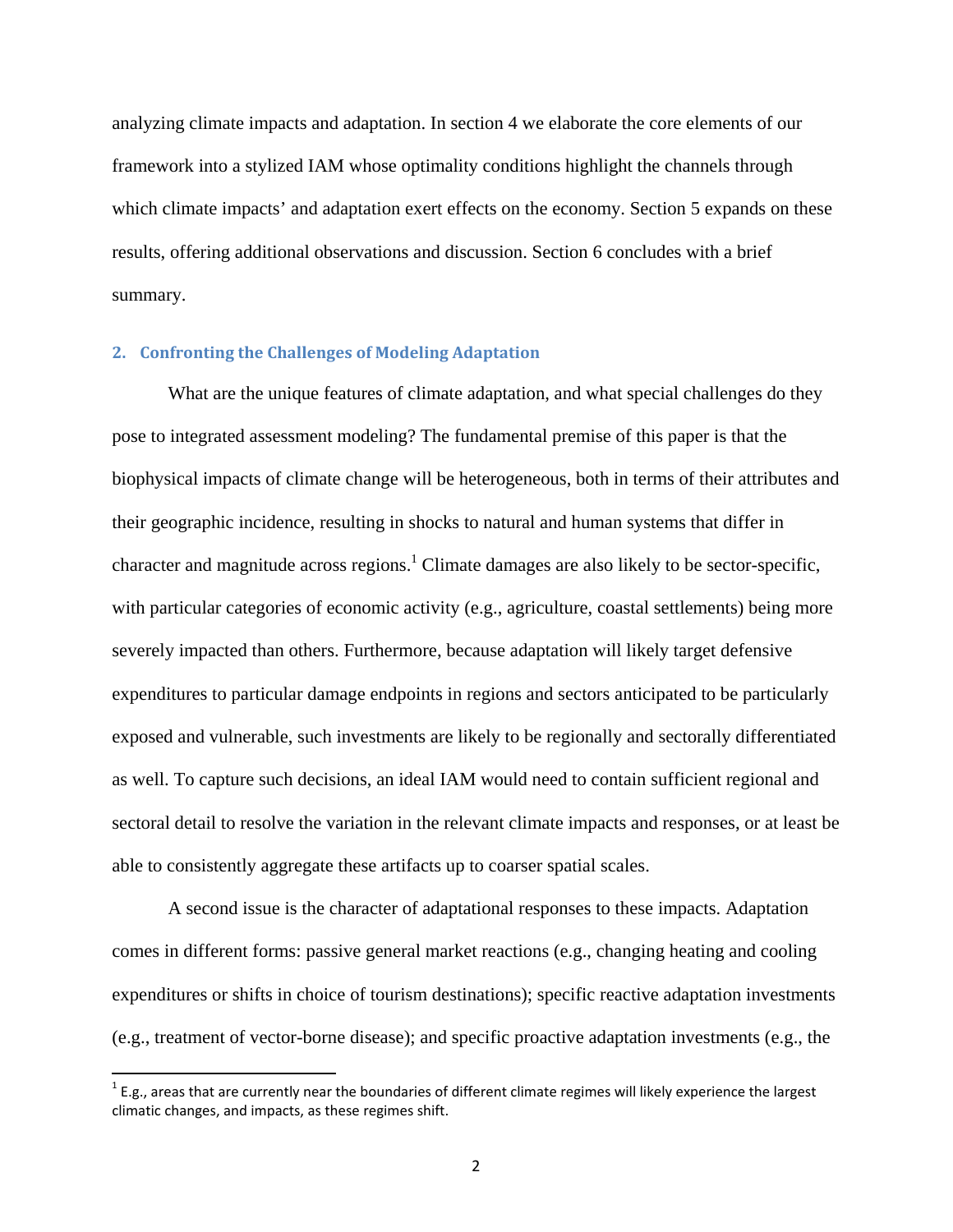analyzing climate impacts and adaptation. In section 4 we elaborate the core elements of our framework into a stylized IAM whose optimality conditions highlight the channels through which climate impacts' and adaptation exert effects on the economy. Section 5 expands on these results, offering additional observations and discussion. Section 6 concludes with a brief summary.

## 2. Confronting the Challenges of Modeling Adaptation

What are the unique features of climate adaptation, and what special challenges do they pose to integrated assessment modeling? The fundamental premise of this paper is that the biophysical impacts of climate change will be heterogeneous, both in terms of their attributes and their geographic incidence, resulting in shocks to natural and human systems that differ in character and magnitude across regions.[1] Climate damages are also likely to be sector-specific, with particular categories of economic activity (e.g., agriculture, coastal settlements) being more severely impacted than others. Furthermore, because adaptation will likely target defensive expenditures to particular damage endpoints in regions and sectors anticipated to be particularly exposed and vulnerable, such investments are likely to be regionally and sectorally differentiated as well. To capture such decisions, an ideal IAM would need to contain sufficient regional and sectoral detail to resolve the variation in the relevant climate impacts and responses, or at least be able to consistently aggregate these artifacts up to coarser spatial scales.

A second issue is the character of adaptational responses to these impacts. Adaptation comes in different forms: passive general market reactions (e.g., changing heating and cooling expenditures or shifts in choice of tourism destinations); specific reactive adaptation investments (e.g., treatment of vector-borne disease); and specific proactive adaptation investments (e.g., the

[1] E.g., areas that are currently near the boundaries of different climate regimes will likely experience the largest climatic changes, and impacts, as these regimes shift.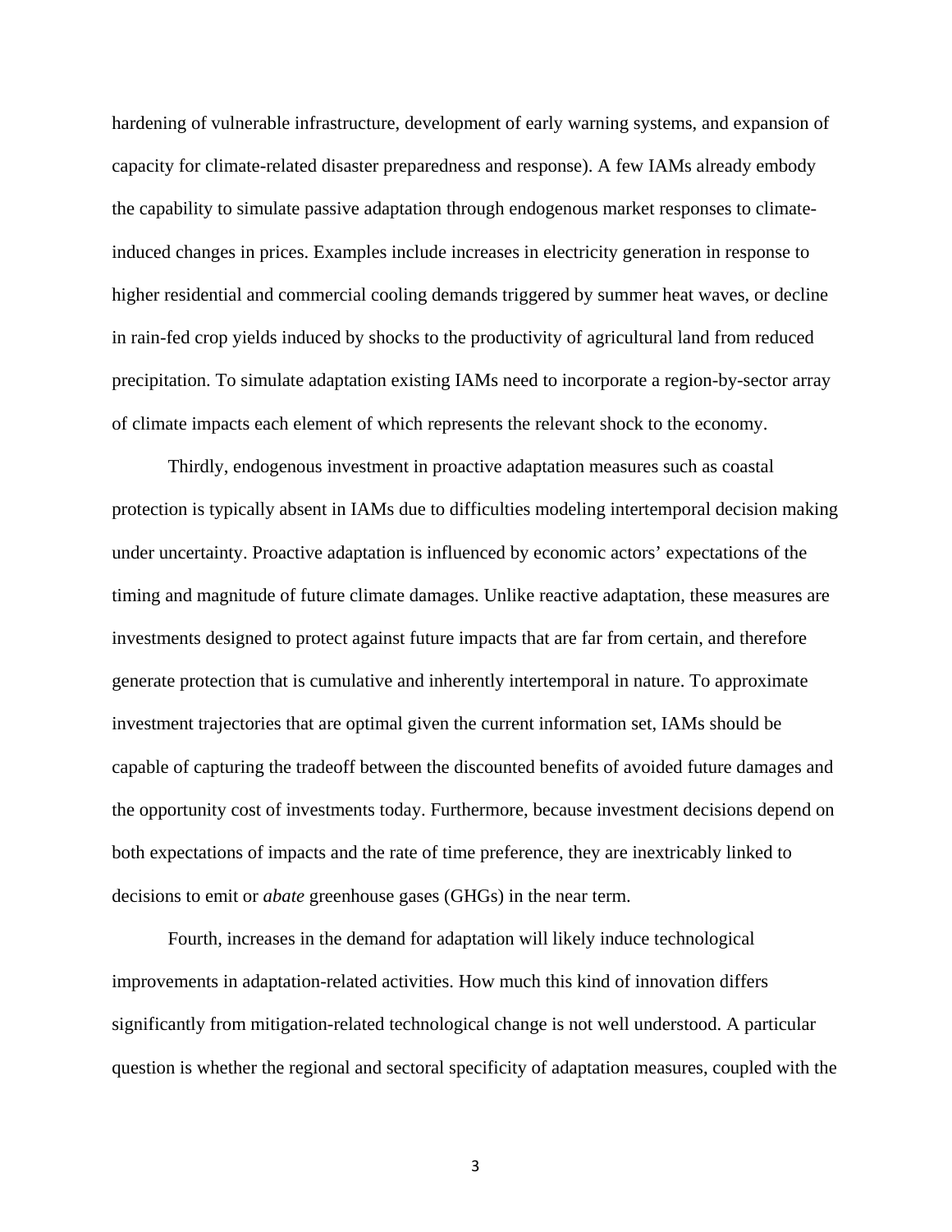hardening of vulnerable infrastructure, development of early warning systems, and expansion of capacity for climate-related disaster preparedness and response). A few IAMs already embody the capability to simulate passive adaptation through endogenous market responses to climate-induced changes in prices. Examples include increases in electricity generation in response to higher residential and commercial cooling demands triggered by summer heat waves, or decline in rain-fed crop yields induced by shocks to the productivity of agricultural land from reduced precipitation. To simulate adaptation existing IAMs need to incorporate a region-by-sector array of climate impacts each element of which represents the relevant shock to the economy.

Thirdly, endogenous investment in proactive adaptation measures such as coastal protection is typically absent in IAMs due to difficulties modeling intertemporal decision making under uncertainty. Proactive adaptation is influenced by economic actors' expectations of the timing and magnitude of future climate damages. Unlike reactive adaptation, these measures are investments designed to protect against future impacts that are far from certain, and therefore generate protection that is cumulative and inherently intertemporal in nature. To approximate investment trajectories that are optimal given the current information set, IAMs should be capable of capturing the tradeoff between the discounted benefits of avoided future damages and the opportunity cost of investments today. Furthermore, because investment decisions depend on both expectations of impacts and the rate of time preference, they are inextricably linked to decisions to emit or *abate* greenhouse gases (GHGs) in the near term.

Fourth, increases in the demand for adaptation will likely induce technological improvements in adaptation-related activities. How much this kind of innovation differs significantly from mitigation-related technological change is not well understood. A particular question is whether the regional and sectoral specificity of adaptation measures, coupled with the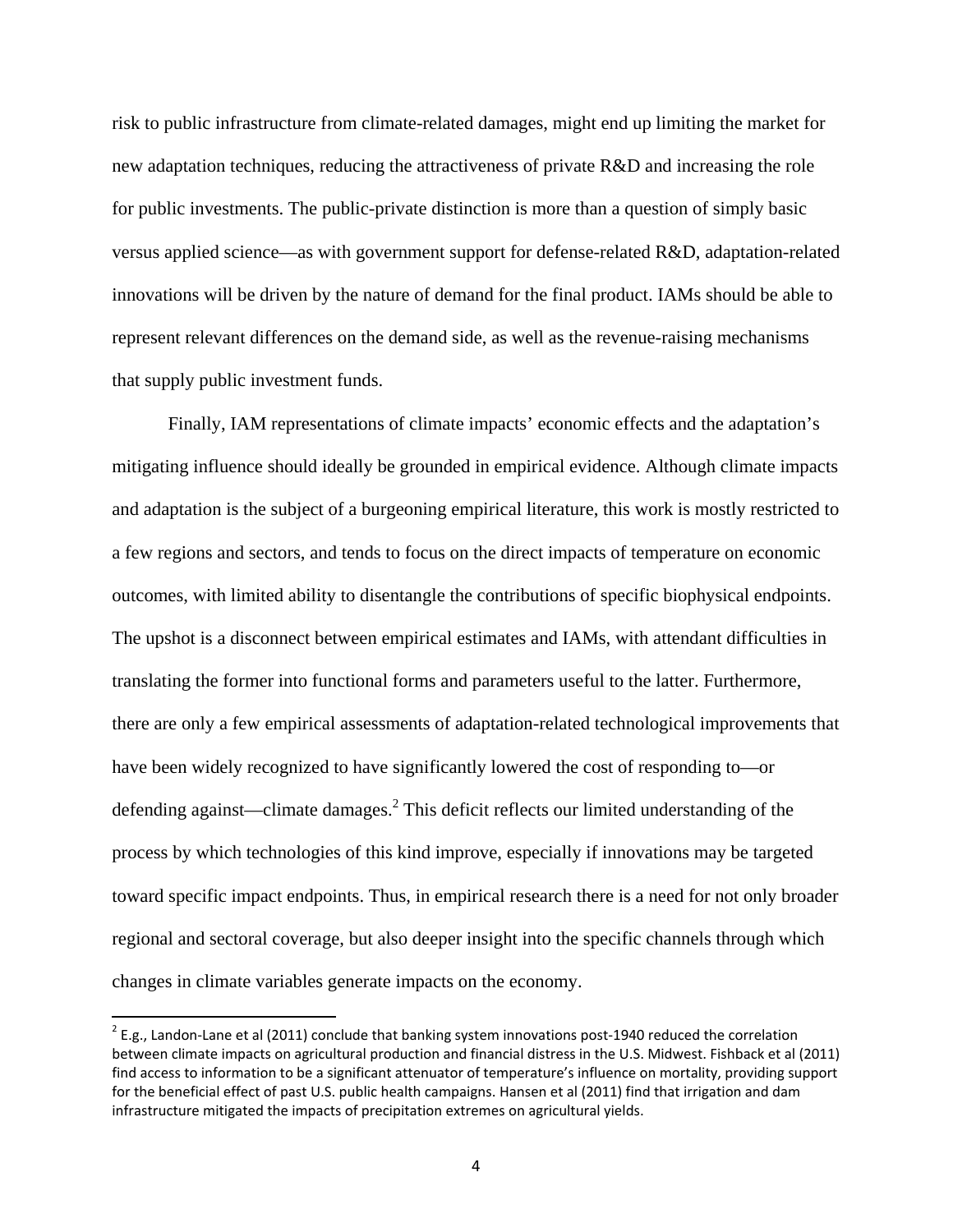risk to public infrastructure from climate-related damages, might end up limiting the market for new adaptation techniques, reducing the attractiveness of private R&D and increasing the role for public investments. The public-private distinction is more than a question of simply basic versus applied science—as with government support for defense-related R&D, adaptation-related innovations will be driven by the nature of demand for the final product. IAMs should be able to represent relevant differences on the demand side, as well as the revenue-raising mechanisms that supply public investment funds.

Finally, IAM representations of climate impacts' economic effects and the adaptation's mitigating influence should ideally be grounded in empirical evidence. Although climate impacts and adaptation is the subject of a burgeoning empirical literature, this work is mostly restricted to a few regions and sectors, and tends to focus on the direct impacts of temperature on economic outcomes, with limited ability to disentangle the contributions of specific biophysical endpoints. The upshot is a disconnect between empirical estimates and IAMs, with attendant difficulties in translating the former into functional forms and parameters useful to the latter. Furthermore, there are only a few empirical assessments of adaptation-related technological improvements that have been widely recognized to have significantly lowered the cost of responding to—or defending against—climate damages.[2] This deficit reflects our limited understanding of the process by which technologies of this kind improve, especially if innovations may be targeted toward specific impact endpoints. Thus, in empirical research there is a need for not only broader regional and sectoral coverage, but also deeper insight into the specific channels through which changes in climate variables generate impacts on the economy.

---

[2] E.g., Landon-Lane et al (2011) conclude that banking system innovations post-1940 reduced the correlation between climate impacts on agricultural production and financial distress in the U.S. Midwest. Fishback et al (2011) find access to information to be a significant attenuator of temperature's influence on mortality, providing support for the beneficial effect of past U.S. public health campaigns. Hansen et al (2011) find that irrigation and dam infrastructure mitigated the impacts of precipitation extremes on agricultural yields.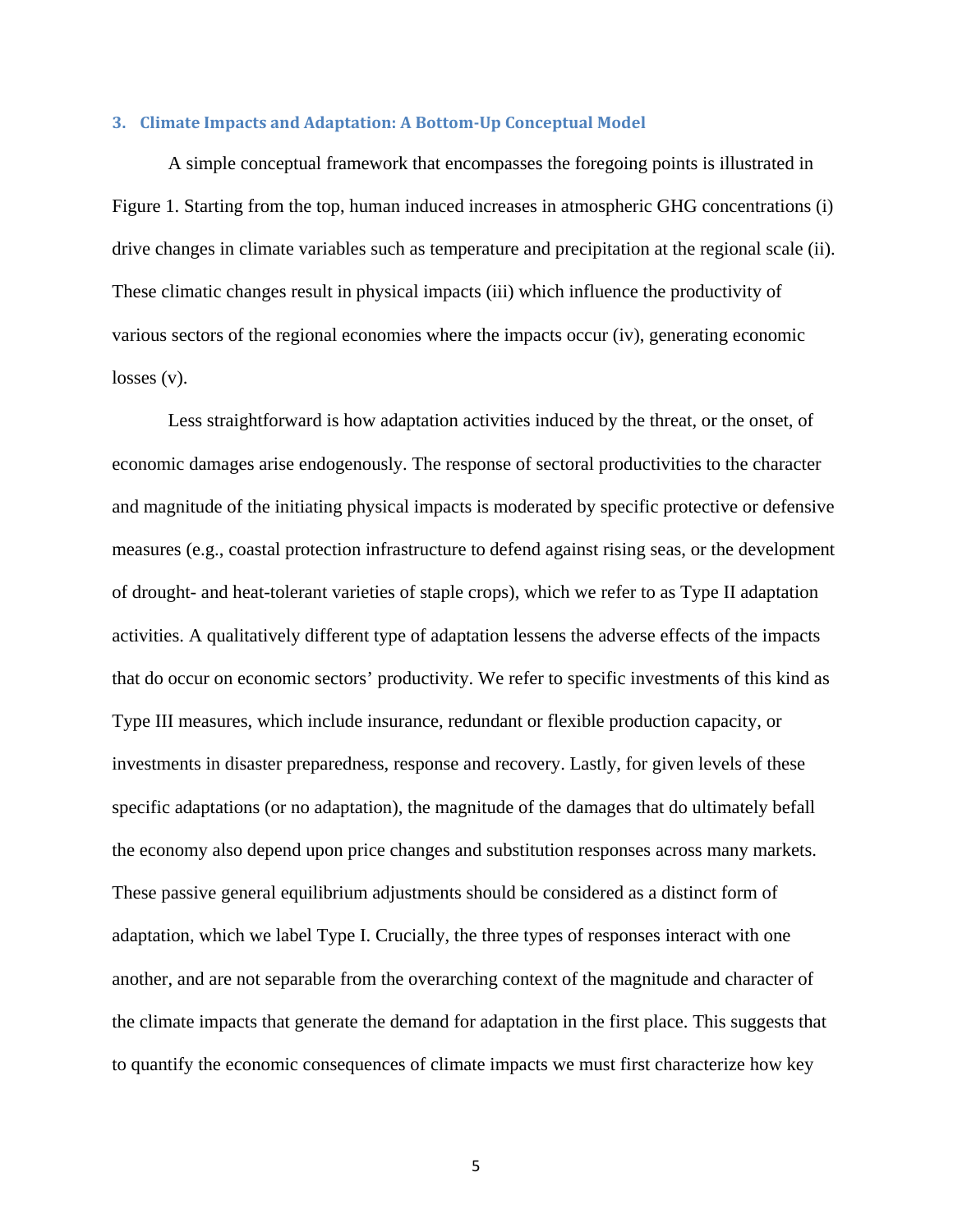## 3. Climate Impacts and Adaptation: A Bottom-Up Conceptual Model

A simple conceptual framework that encompasses the foregoing points is illustrated in Figure 1. Starting from the top, human induced increases in atmospheric GHG concentrations (i) drive changes in climate variables such as temperature and precipitation at the regional scale (ii). These climatic changes result in physical impacts (iii) which influence the productivity of various sectors of the regional economies where the impacts occur (iv), generating economic losses (v).

Less straightforward is how adaptation activities induced by the threat, or the onset, of economic damages arise endogenously. The response of sectoral productivities to the character and magnitude of the initiating physical impacts is moderated by specific protective or defensive measures (e.g., coastal protection infrastructure to defend against rising seas, or the development of drought- and heat-tolerant varieties of staple crops), which we refer to as Type II adaptation activities. A qualitatively different type of adaptation lessens the adverse effects of the impacts that do occur on economic sectors' productivity. We refer to specific investments of this kind as Type III measures, which include insurance, redundant or flexible production capacity, or investments in disaster preparedness, response and recovery. Lastly, for given levels of these specific adaptations (or no adaptation), the magnitude of the damages that do ultimately befall the economy also depend upon price changes and substitution responses across many markets. These passive general equilibrium adjustments should be considered as a distinct form of adaptation, which we label Type I. Crucially, the three types of responses interact with one another, and are not separable from the overarching context of the magnitude and character of the climate impacts that generate the demand for adaptation in the first place. This suggests that to quantify the economic consequences of climate impacts we must first characterize how key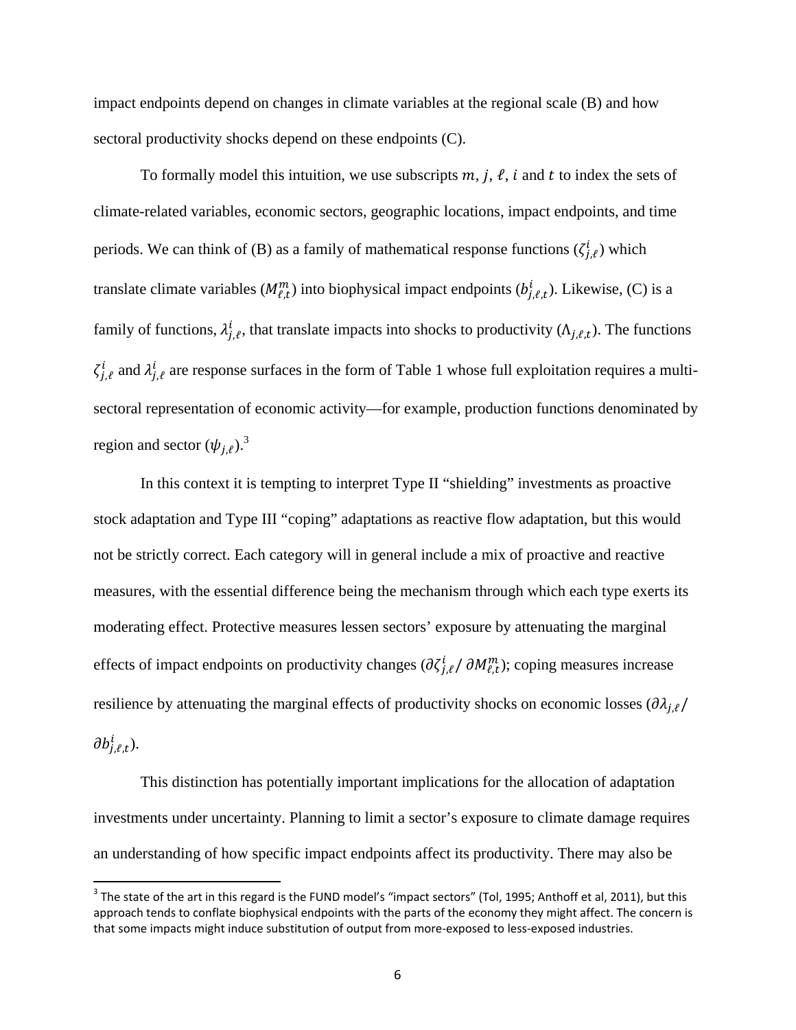impact endpoints depend on changes in climate variables at the regional scale (B) and how sectoral productivity shocks depend on these endpoints (C).

To formally model this intuition, we use subscripts $m$, $j$, $\ell$, $i$ and $t$ to index the sets of climate-related variables, economic sectors, geographic locations, impact endpoints, and time periods. We can think of (B) as a family of mathematical response functions ($\zeta_{j,\ell}^{i}$) which translate climate variables ($M_{\ell,t}^{m}$) into biophysical impact endpoints ($b_{j,\ell,t}^{i}$). Likewise, (C) is a family of functions, $\lambda_{j,\ell}^{i}$, that translate impacts into shocks to productivity ($\Lambda_{j,\ell,t}$). The functions $\zeta_{j,\ell}^{i}$ and $\lambda_{j,\ell}^{i}$ are response surfaces in the form of Table 1 whose full exploitation requires a multi-sectoral representation of economic activity—for example, production functions denominated by region and sector ($\psi_{j,\ell}$).[3]

In this context it is tempting to interpret Type II "shielding" investments as proactive stock adaptation and Type III "coping" adaptations as reactive flow adaptation, but this would not be strictly correct. Each category will in general include a mix of proactive and reactive measures, with the essential difference being the mechanism through which each type exerts its moderating effect. Protective measures lessen sectors' exposure by attenuating the marginal effects of impact endpoints on productivity changes ($\partial\zeta_{j,\ell}^{i}/\,\partial M_{\ell,t}^{m}$); coping measures increase resilience by attenuating the marginal effects of productivity shocks on economic losses ($\partial\lambda_{j,\ell}/\,\partial b_{j,\ell,t}^{i}$).

This distinction has potentially important implications for the allocation of adaptation investments under uncertainty. Planning to limit a sector's exposure to climate damage requires an understanding of how specific impact endpoints affect its productivity. There may also be

[3] The state of the art in this regard is the FUND model's "impact sectors" (Tol, 1995; Anthoff et al, 2011), but this approach tends to conflate biophysical endpoints with the parts of the economy they might affect. The concern is that some impacts might induce substitution of output from more-exposed to less-exposed industries.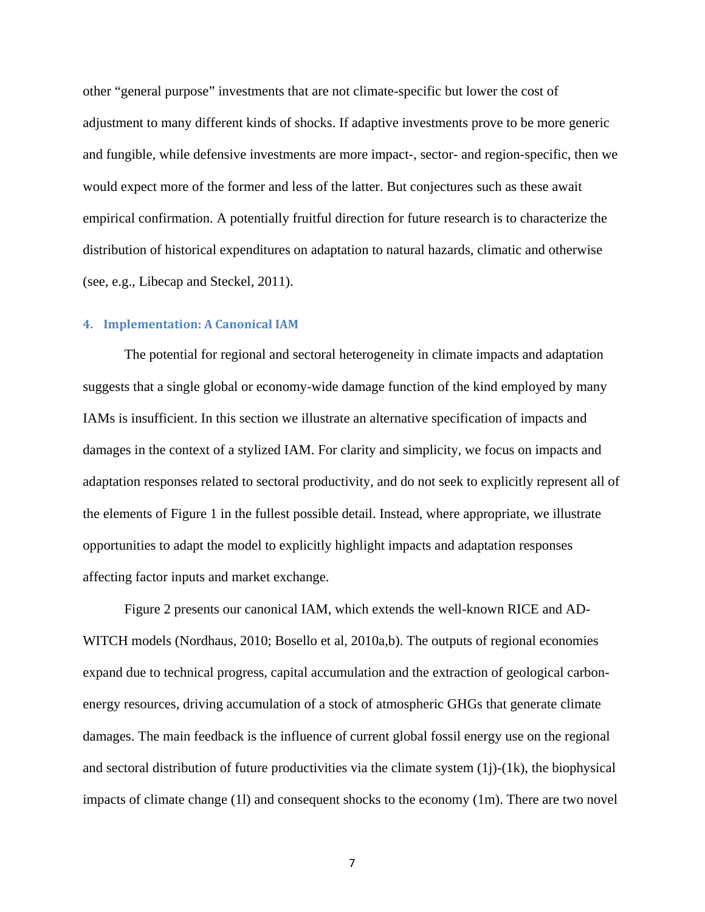other "general purpose" investments that are not climate-specific but lower the cost of adjustment to many different kinds of shocks. If adaptive investments prove to be more generic and fungible, while defensive investments are more impact-, sector- and region-specific, then we would expect more of the former and less of the latter. But conjectures such as these await empirical confirmation. A potentially fruitful direction for future research is to characterize the distribution of historical expenditures on adaptation to natural hazards, climatic and otherwise (see, e.g., Libecap and Steckel, 2011).

## 4. Implementation: A Canonical IAM

The potential for regional and sectoral heterogeneity in climate impacts and adaptation suggests that a single global or economy-wide damage function of the kind employed by many IAMs is insufficient. In this section we illustrate an alternative specification of impacts and damages in the context of a stylized IAM. For clarity and simplicity, we focus on impacts and adaptation responses related to sectoral productivity, and do not seek to explicitly represent all of the elements of Figure 1 in the fullest possible detail. Instead, where appropriate, we illustrate opportunities to adapt the model to explicitly highlight impacts and adaptation responses affecting factor inputs and market exchange.

Figure 2 presents our canonical IAM, which extends the well-known RICE and AD-WITCH models (Nordhaus, 2010; Bosello et al, 2010a,b). The outputs of regional economies expand due to technical progress, capital accumulation and the extraction of geological carbon-energy resources, driving accumulation of a stock of atmospheric GHGs that generate climate damages. The main feedback is the influence of current global fossil energy use on the regional and sectoral distribution of future productivities via the climate system (1j)-(1k), the biophysical impacts of climate change (1l) and consequent shocks to the economy (1m). There are two novel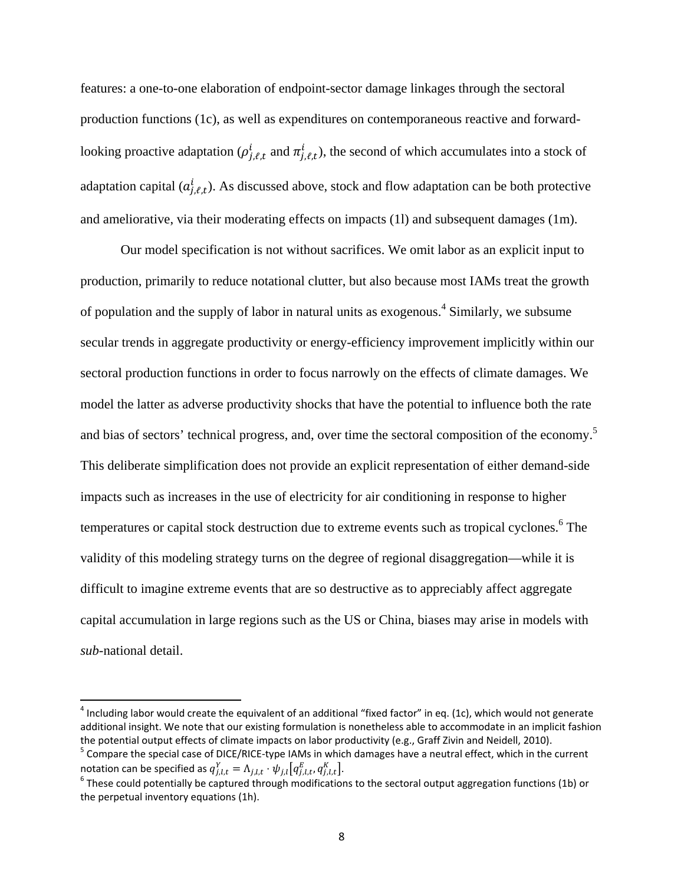features: a one-to-one elaboration of endpoint-sector damage linkages through the sectoral production functions (1c), as well as expenditures on contemporaneous reactive and forward-looking proactive adaptation ($\rho^{i}_{j,\ell,t}$ and $\pi^{i}_{j,\ell,t}$), the second of which accumulates into a stock of adaptation capital ($a^{i}_{j,\ell,t}$). As discussed above, stock and flow adaptation can be both protective and ameliorative, via their moderating effects on impacts (1l) and subsequent damages (1m).

Our model specification is not without sacrifices. We omit labor as an explicit input to production, primarily to reduce notational clutter, but also because most IAMs treat the growth of population and the supply of labor in natural units as exogenous.[4] Similarly, we subsume secular trends in aggregate productivity or energy-efficiency improvement implicitly within our sectoral production functions in order to focus narrowly on the effects of climate damages. We model the latter as adverse productivity shocks that have the potential to influence both the rate and bias of sectors' technical progress, and, over time the sectoral composition of the economy.[5] This deliberate simplification does not provide an explicit representation of either demand-side impacts such as increases in the use of electricity for air conditioning in response to higher temperatures or capital stock destruction due to extreme events such as tropical cyclones.[6] The validity of this modeling strategy turns on the degree of regional disaggregation—while it is difficult to imagine extreme events that are so destructive as to appreciably affect aggregate capital accumulation in large regions such as the US or China, biases may arise in models with *sub*-national detail.

[4] Including labor would create the equivalent of an additional "fixed factor" in eq. (1c), which would not generate additional insight. We note that our existing formulation is nonetheless able to accommodate in an implicit fashion the potential output effects of climate impacts on labor productivity (e.g., Graff Zivin and Neidell, 2010).

[5] Compare the special case of DICE/RICE-type IAMs in which damages have a neutral effect, which in the current notation can be specified as $q^{Y}_{j,l,t} = \Lambda_{j,l,t} \cdot \psi_{j,l}\left[q^{E}_{j,l,t}, q^{K}_{j,l,t}\right]$.

[6] These could potentially be captured through modifications to the sectoral output aggregation functions (1b) or the perpetual inventory equations (1h).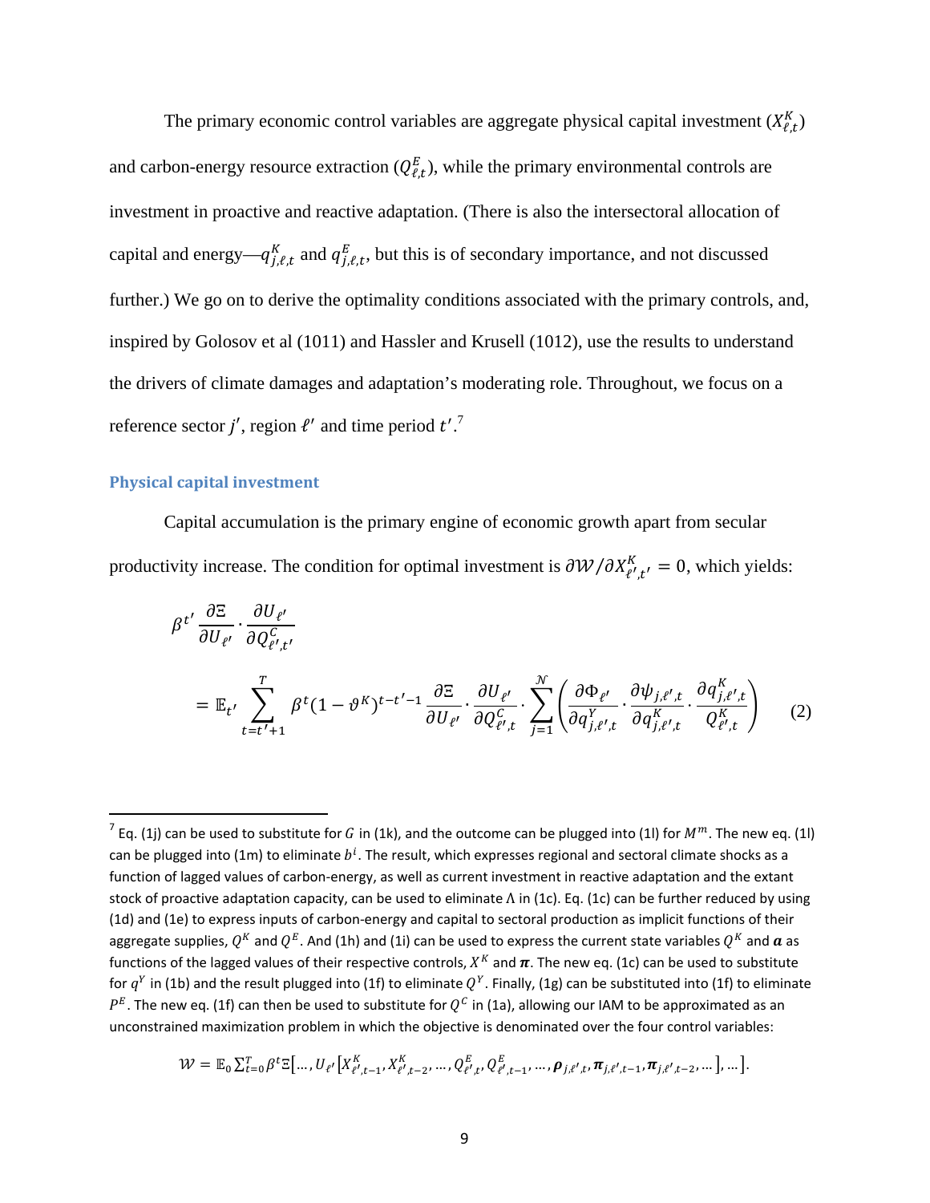The primary economic control variables are aggregate physical capital investment ($X^K_{\ell,t}$) and carbon-energy resource extraction ($Q^E_{\ell,t}$), while the primary environmental controls are investment in proactive and reactive adaptation. (There is also the intersectoral allocation of capital and energy—$q^K_{j,\ell,t}$ and $q^E_{j,\ell,t}$, but this is of secondary importance, and not discussed further.) We go on to derive the optimality conditions associated with the primary controls, and, inspired by Golosov et al (1011) and Hassler and Krusell (1012), use the results to understand the drivers of climate damages and adaptation's moderating role. Throughout, we focus on a reference sector $j'$, region $\ell'$ and time period $t'$.[7]

### Physical capital investment

Capital accumulation is the primary engine of economic growth apart from secular productivity increase. The condition for optimal investment is $\partial \mathcal{W} / \partial X^K_{\ell',t'} = 0$, which yields:

$$
\begin{aligned}
&\beta^{t'} \frac{\partial \Xi}{\partial U_{\ell'}} \cdot \frac{\partial U_{\ell'}}{\partial Q^C_{\ell',t'}} \\
&\quad = \mathbb{E}_{t'} \sum_{t=t'+1}^{T} \beta^t (1-\vartheta^K)^{t-t'-1} \frac{\partial \Xi}{\partial U_{\ell'}} \cdot \frac{\partial U_{\ell'}}{\partial Q^C_{\ell',t}} \cdot \sum_{j=1}^{\mathcal{N}} \left( \frac{\partial \Phi_{\ell'}}{\partial q^Y_{j,\ell',t}} \cdot \frac{\partial \psi_{j,\ell',t}}{\partial q^K_{j,\ell',t}} \cdot \frac{\partial q^K_{j,\ell',t}}{Q^K_{\ell',t}} \right) \qquad (2)
\end{aligned}
$$

[7] Eq. (1j) can be used to substitute for $G$ in (1k), and the outcome can be plugged into (1l) for $M^m$. The new eq. (1l) can be plugged into (1m) to eliminate $b^i$. The result, which expresses regional and sectoral climate shocks as a function of lagged values of carbon-energy, as well as current investment in reactive adaptation and the extant stock of proactive adaptation capacity, can be used to eliminate $\Lambda$ in (1c). Eq. (1c) can be further reduced by using (1d) and (1e) to express inputs of carbon-energy and capital to sectoral production as implicit functions of their aggregate supplies, $Q^K$ and $Q^E$. And (1h) and (1i) can be used to express the current state variables $Q^K$ and $\boldsymbol{a}$ as functions of the lagged values of their respective controls, $X^K$ and $\boldsymbol{\pi}$. The new eq. (1c) can be used to substitute for $q^Y$ in (1b) and the result plugged into (1f) to eliminate $Q^Y$. Finally, (1g) can be substituted into (1f) to eliminate $P^E$. The new eq. (1f) can then be used to substitute for $Q^C$ in (1a), allowing our IAM to be approximated as an unconstrained maximization problem in which the objective is denominated over the four control variables:

$$
\mathcal{W} = \mathbb{E}_0 \sum_{t=0}^{T} \beta^t \Xi\left[\ldots, U_{\ell'}\left[X^K_{\ell',t-1}, X^K_{\ell',t-2}, \ldots, Q^E_{\ell',t}, Q^E_{\ell',t-1}, \ldots, \boldsymbol{\rho}_{j,\ell',t}, \boldsymbol{\pi}_{j,\ell',t-1}, \boldsymbol{\pi}_{j,\ell',t-2}, \ldots\right], \ldots\right].
$$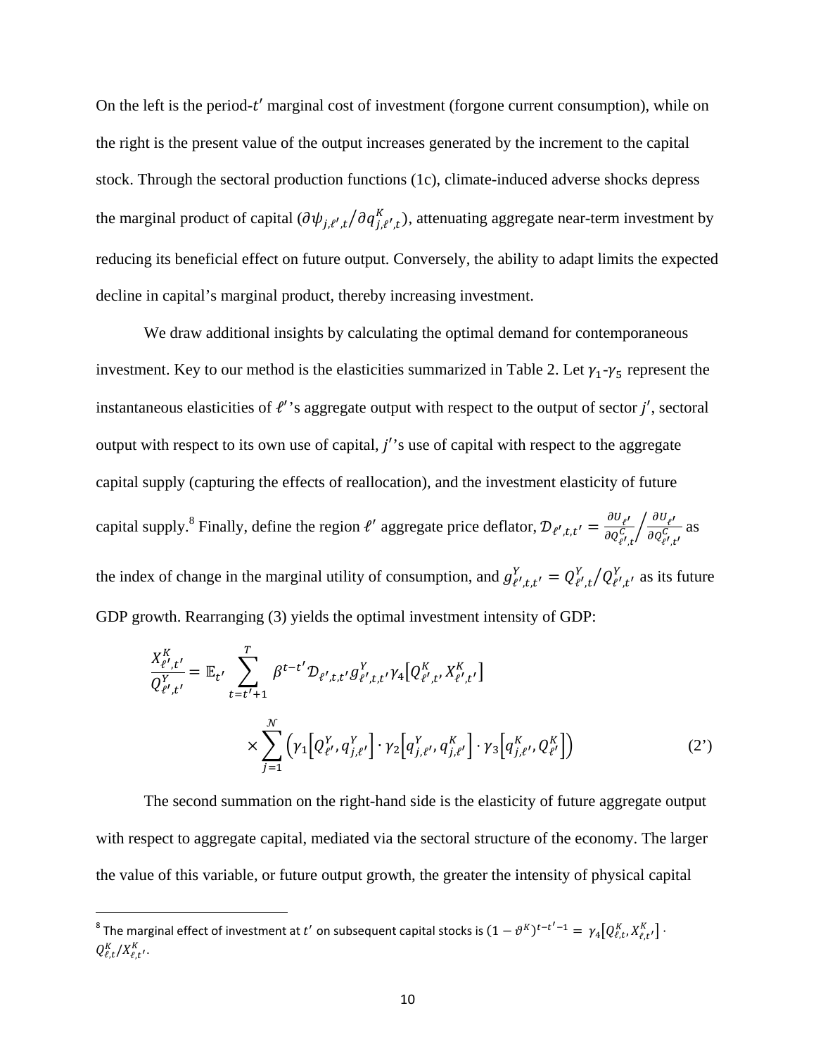On the left is the period-$t'$ marginal cost of investment (forgone current consumption), while on the right is the present value of the output increases generated by the increment to the capital stock. Through the sectoral production functions (1c), climate-induced adverse shocks depress the marginal product of capital ($\partial \psi_{j,\ell',t} / \partial q^K_{j,\ell',t}$), attenuating aggregate near-term investment by reducing its beneficial effect on future output. Conversely, the ability to adapt limits the expected decline in capital's marginal product, thereby increasing investment.

We draw additional insights by calculating the optimal demand for contemporaneous investment. Key to our method is the elasticities summarized in Table 2. Let $\gamma_1$-$\gamma_5$ represent the instantaneous elasticities of $\ell'$'s aggregate output with respect to the output of sector $j'$, sectoral output with respect to its own use of capital, $j'$'s use of capital with respect to the aggregate capital supply (capturing the effects of reallocation), and the investment elasticity of future capital supply.[8] Finally, define the region $\ell'$ aggregate price deflator, $\mathcal{D}_{\ell',t,t'} = \frac{\partial U_{\ell'}}{\partial Q^C_{\ell',t}} \Big/ \frac{\partial U_{\ell'}}{\partial Q^C_{\ell',t'}}$ as the index of change in the marginal utility of consumption, and $g^Y_{\ell',t,t'} = Q^Y_{\ell',t} / Q^Y_{\ell',t'}$ as its future GDP growth. Rearranging (3) yields the optimal investment intensity of GDP:

$$\frac{X^K_{\ell',t'}}{Q^Y_{\ell',t'}} = \mathbb{E}_{t'} \sum_{t=t'+1}^{T} \beta^{t-t'} \mathcal{D}_{\ell',t,t'} g^Y_{\ell',t,t'} \gamma_4\left[Q^K_{\ell',t}, X^K_{\ell',t'}\right] \times \sum_{j=1}^{\mathcal{N}} \left( \gamma_1\left[Q^Y_{\ell'}, q^Y_{j,\ell'}\right] \cdot \gamma_2\left[q^Y_{j,\ell'}, q^K_{j,\ell'}\right] \cdot \gamma_3\left[q^K_{j,\ell'}, Q^K_{\ell'}\right] \right) \tag{2'}$$

The second summation on the right-hand side is the elasticity of future aggregate output with respect to aggregate capital, mediated via the sectoral structure of the economy. The larger the value of this variable, or future output growth, the greater the intensity of physical capital

---

[8] The marginal effect of investment at $t'$ on subsequent capital stocks is $(1 - \vartheta^K)^{t-t'-1} = \gamma_4\left[Q^K_{\ell,t}, X^K_{\ell,t'}\right] \cdot Q^K_{\ell,t} / X^K_{\ell,t'}$.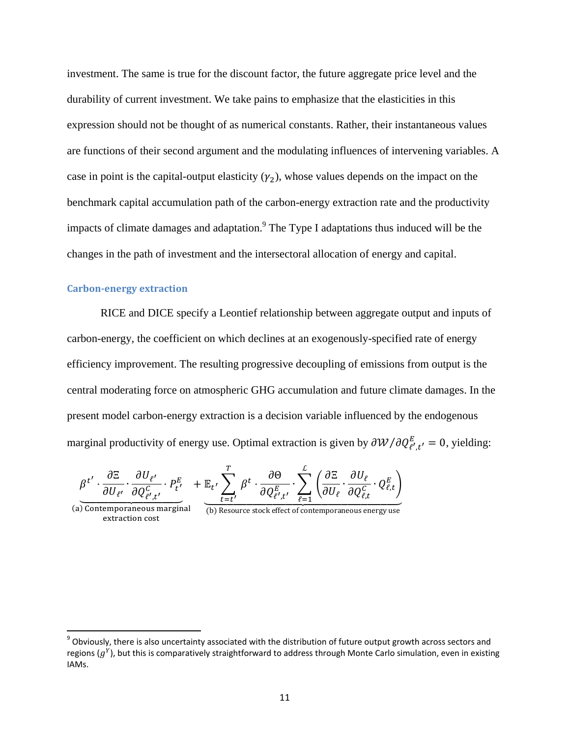investment. The same is true for the discount factor, the future aggregate price level and the durability of current investment. We take pains to emphasize that the elasticities in this expression should not be thought of as numerical constants. Rather, their instantaneous values are functions of their second argument and the modulating influences of intervening variables. A case in point is the capital-output elasticity ($\gamma_2$), whose values depends on the impact on the benchmark capital accumulation path of the carbon-energy extraction rate and the productivity impacts of climate damages and adaptation.[9] The Type I adaptations thus induced will be the changes in the path of investment and the intersectoral allocation of energy and capital.

### Carbon-energy extraction

RICE and DICE specify a Leontief relationship between aggregate output and inputs of carbon-energy, the coefficient on which declines at an exogenously-specified rate of energy efficiency improvement. The resulting progressive decoupling of emissions from output is the central moderating force on atmospheric GHG accumulation and future climate damages. In the present model carbon-energy extraction is a decision variable influenced by the endogenous marginal productivity of energy use. Optimal extraction is given by $\partial \mathcal{W} / \partial Q^{E}_{\ell',t'} = 0$, yielding:

$$\underbrace{\beta^{t'} \cdot \frac{\partial \Xi}{\partial U_{\ell'}} \cdot \frac{\partial U_{\ell'}}{\partial Q^{C}_{\ell',t'}} \cdot P^{E}_{t'}}_{\text{(a) Contemporaneous marginal extraction cost}} + \underbrace{\mathbb{E}_{t'} \sum_{t=t'}^{T} \beta^{t} \cdot \frac{\partial \Theta}{\partial Q^{E}_{\ell',t'}} \cdot \sum_{\ell=1}^{\mathcal{L}} \left( \frac{\partial \Xi}{\partial U_{\ell}} \cdot \frac{\partial U_{\ell}}{\partial Q^{C}_{\ell,t}} \cdot Q^{E}_{\ell,t} \right)}_{\text{(b) Resource stock effect of contemporaneous energy use}}$$

[9] Obviously, there is also uncertainty associated with the distribution of future output growth across sectors and regions ($g^{Y}$), but this is comparatively straightforward to address through Monte Carlo simulation, even in existing IAMs.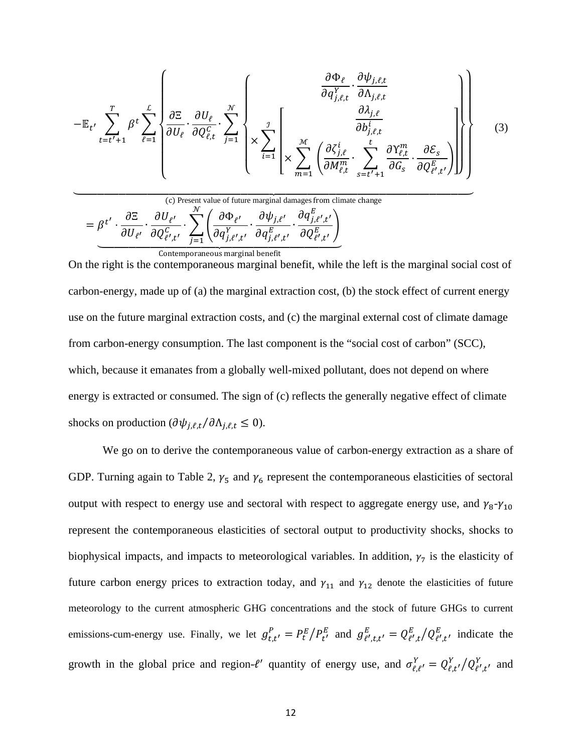$$
-\mathbb{E}_{t'} \sum_{t=t'+1}^{T} \beta^{t} \sum_{\ell=1}^{\mathcal{L}} \left\{ \frac{\partial \Xi}{\partial U_\ell} \cdot \frac{\partial U_\ell}{\partial Q^{C}_{\ell,t}} \cdot \sum_{j=1}^{\mathcal{N}} \left\{ \begin{array}{c} \dfrac{\partial \Phi_\ell}{\partial q^{Y}_{j,\ell,t}} \cdot \dfrac{\partial \psi_{j,\ell,t}}{\partial \Lambda_{j,\ell,t}} \\ \times \displaystyle\sum_{i=1}^{\mathcal{I}} \left[ \begin{array}{c} \dfrac{\partial \lambda_{j,\ell}}{\partial b^{i}_{j,\ell,t}} \\ \times \displaystyle\sum_{m=1}^{\mathcal{M}} \left( \dfrac{\partial \zeta^{i}_{j,\ell}}{\partial M^{m}_{\ell,t}} \cdot \sum_{s=t'+1}^{t} \dfrac{\partial \Upsilon^{m}_{\ell,t}}{\partial G_s} \cdot \dfrac{\partial \mathcal{E}_s}{\partial Q^{E}_{\ell',t'}} \right) \end{array} \right] \end{array} \right\} \right\} \tag{3}
$$

(c) Present value of future marginal damages from climate change

$$
= \underbrace{\beta^{t'} \cdot \frac{\partial \Xi}{\partial U_{\ell'}} \cdot \frac{\partial U_{\ell'}}{\partial Q^{C}_{\ell',t'}} \cdot \sum_{j=1}^{\mathcal{N}} \left( \frac{\partial \Phi_{\ell'}}{\partial q^{Y}_{j,\ell',t'}} \cdot \frac{\partial \psi_{j,\ell'}}{\partial q^{E}_{j,\ell',t'}} \cdot \frac{\partial q^{E}_{j,\ell',t'}}{\partial Q^{E}_{\ell',t'}} \right)}_{\text{Contemporaneous marginal benefit}}
$$

On the right is the contemporaneous marginal benefit, while the left is the marginal social cost of carbon-energy, made up of (a) the marginal extraction cost, (b) the stock effect of current energy use on the future marginal extraction costs, and (c) the marginal external cost of climate damage from carbon-energy consumption. The last component is the "social cost of carbon" (SCC), which, because it emanates from a globally well-mixed pollutant, does not depend on where energy is extracted or consumed. The sign of (c) reflects the generally negative effect of climate shocks on production ($\partial \psi_{j,\ell,t} / \partial \Lambda_{j,\ell,t} \leq 0$).

We go on to derive the contemporaneous value of carbon-energy extraction as a share of GDP. Turning again to Table 2, $\gamma_5$ and $\gamma_6$ represent the contemporaneous elasticities of sectoral output with respect to energy use and sectoral with respect to aggregate energy use, and $\gamma_8$-$\gamma_{10}$ represent the contemporaneous elasticities of sectoral output to productivity shocks, shocks to biophysical impacts, and impacts to meteorological variables. In addition, $\gamma_7$ is the elasticity of future carbon energy prices to extraction today, and $\gamma_{11}$ and $\gamma_{12}$ denote the elasticities of future meteorology to the current atmospheric GHG concentrations and the stock of future GHGs to current emissions-cum-energy use. Finally, we let $g^{P}_{t,t'} = P^{E}_{t} / P^{E}_{t'}$ and $g^{E}_{\ell',t,t'} = Q^{E}_{\ell',t} / Q^{E}_{\ell',t'}$ indicate the growth in the global price and region-$\ell'$ quantity of energy use, and $\sigma^{Y}_{\ell,\ell'} = Q^{Y}_{\ell,t'} / Q^{Y}_{\ell',t'}$ and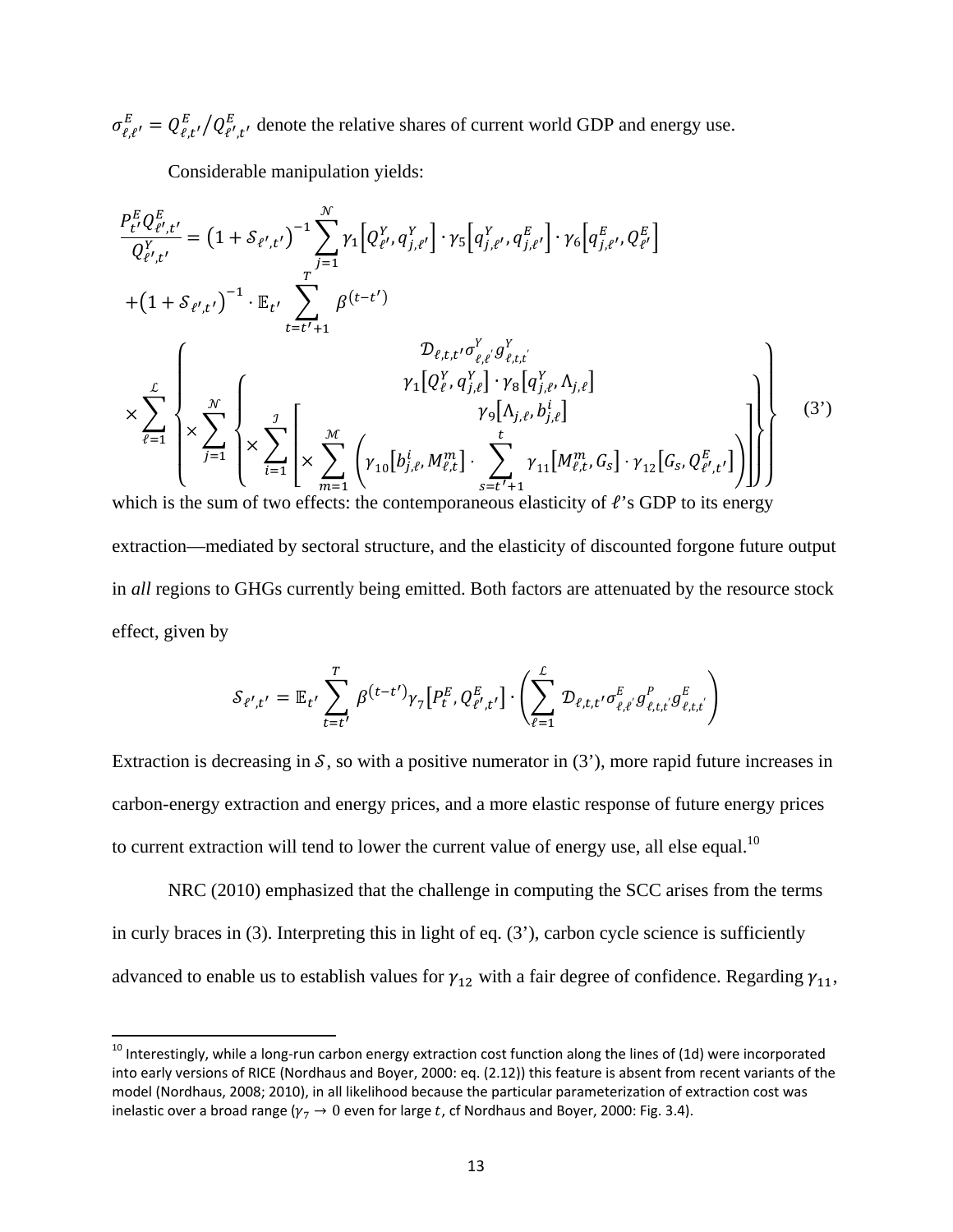$\sigma^E_{\ell,\ell'} = Q^E_{\ell,t'} / Q^E_{\ell',t'}$ denote the relative shares of current world GDP and energy use.

Considerable manipulation yields:

$$
\begin{aligned}
\frac{P^E_{t'} Q^E_{\ell',t'}}{Q^Y_{\ell',t'}} &= \left(1 + \mathcal{S}_{\ell',t'}\right)^{-1} \sum_{j=1}^{\mathcal{N}} \gamma_1\left[Q^Y_{\ell'}, q^Y_{j,\ell'}\right] \cdot \gamma_5\left[q^Y_{j,\ell'}, q^E_{j,\ell'}\right] \cdot \gamma_6\left[q^E_{j,\ell'}, Q^E_{\ell'}\right] \\
&+ \left(1 + \mathcal{S}_{\ell',t'}\right)^{-1} \cdot \mathbb{E}_{t'} \sum_{t=t'+1}^{T} \beta^{(t-t')} \\
&\times \sum_{\ell=1}^{\mathcal{L}} \left\{ \begin{array}{c} \mathcal{D}_{\ell,t,t'} \sigma^Y_{\ell,\ell'} g^Y_{\ell,t,t'} \\ \times \sum_{j=1}^{\mathcal{N}} \left\{ \begin{array}{c} \gamma_1\left[Q^Y_{\ell}, q^Y_{j,\ell}\right] \cdot \gamma_8\left[q^Y_{j,\ell}, \Lambda_{j,\ell}\right] \\ \times \sum_{i=1}^{\mathcal{I}} \left[ \begin{array}{c} \gamma_9\left[\Lambda_{j,\ell}, b^i_{j,\ell}\right] \\ \times \sum_{m=1}^{\mathcal{M}} \left( \gamma_{10}\left[b^i_{j,\ell}, M^m_{\ell,t}\right] \cdot \sum_{s=t'+1}^{t} \gamma_{11}\left[M^m_{\ell,t}, G_s\right] \cdot \gamma_{12}\left[G_s, Q^E_{\ell',t'}\right] \right) \end{array} \right] \end{array} \right\} \end{array} \right\}
\end{aligned}
\tag{3'}
$$

which is the sum of two effects: the contemporaneous elasticity of $\ell$'s GDP to its energy extraction—mediated by sectoral structure, and the elasticity of discounted forgone future output in *all* regions to GHGs currently being emitted. Both factors are attenuated by the resource stock effect, given by

$$
\mathcal{S}_{\ell',t'} = \mathbb{E}_{t'} \sum_{t=t'}^{T} \beta^{(t-t')} \gamma_7\left[P^E_t, Q^E_{\ell',t'}\right] \cdot \left( \sum_{\ell=1}^{\mathcal{L}} \mathcal{D}_{\ell,t,t'} \sigma^E_{\ell,\ell'} g^P_{\ell,t,t'} g^E_{\ell,t,t'} \right)
$$

Extraction is decreasing in $\mathcal{S}$, so with a positive numerator in (3'), more rapid future increases in carbon-energy extraction and energy prices, and a more elastic response of future energy prices to current extraction will tend to lower the current value of energy use, all else equal.[10]

NRC (2010) emphasized that the challenge in computing the SCC arises from the terms in curly braces in (3). Interpreting this in light of eq. (3'), carbon cycle science is sufficiently advanced to enable us to establish values for $\gamma_{12}$ with a fair degree of confidence. Regarding $\gamma_{11}$,

---

[10] Interestingly, while a long-run carbon energy extraction cost function along the lines of (1d) were incorporated into early versions of RICE (Nordhaus and Boyer, 2000: eq. (2.12)) this feature is absent from recent variants of the model (Nordhaus, 2008; 2010), in all likelihood because the particular parameterization of extraction cost was inelastic over a broad range ($\gamma_7 \to 0$ even for large $t$, cf Nordhaus and Boyer, 2000: Fig. 3.4).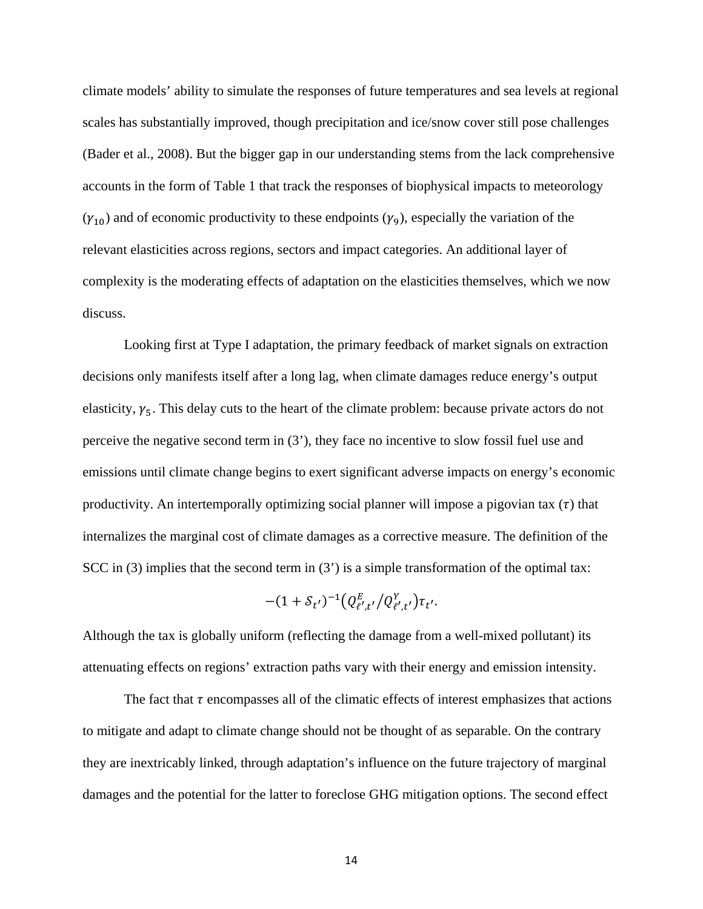climate models' ability to simulate the responses of future temperatures and sea levels at regional scales has substantially improved, though precipitation and ice/snow cover still pose challenges (Bader et al., 2008). But the bigger gap in our understanding stems from the lack comprehensive accounts in the form of Table 1 that track the responses of biophysical impacts to meteorology ($\gamma_{10}$) and of economic productivity to these endpoints ($\gamma_9$), especially the variation of the relevant elasticities across regions, sectors and impact categories. An additional layer of complexity is the moderating effects of adaptation on the elasticities themselves, which we now discuss.

Looking first at Type I adaptation, the primary feedback of market signals on extraction decisions only manifests itself after a long lag, when climate damages reduce energy's output elasticity, $\gamma_5$. This delay cuts to the heart of the climate problem: because private actors do not perceive the negative second term in (3'), they face no incentive to slow fossil fuel use and emissions until climate change begins to exert significant adverse impacts on energy's economic productivity. An intertemporally optimizing social planner will impose a pigovian tax ($\tau$) that internalizes the marginal cost of climate damages as a corrective measure. The definition of the SCC in (3) implies that the second term in (3') is a simple transformation of the optimal tax:

$$-(1+\mathcal{S}_{t'})^{-1}\left(Q^{E}_{\ell',t'}/Q^{Y}_{\ell',t'}\right)\tau_{t'}.$$

Although the tax is globally uniform (reflecting the damage from a well-mixed pollutant) its attenuating effects on regions' extraction paths vary with their energy and emission intensity.

The fact that $\tau$ encompasses all of the climatic effects of interest emphasizes that actions to mitigate and adapt to climate change should not be thought of as separable. On the contrary they are inextricably linked, through adaptation's influence on the future trajectory of marginal damages and the potential for the latter to foreclose GHG mitigation options. The second effect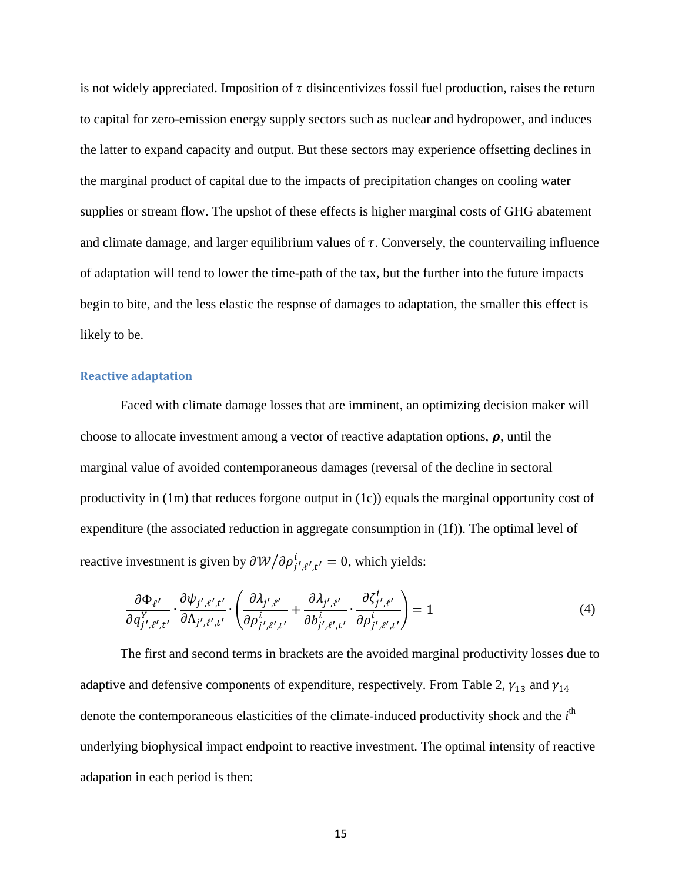is not widely appreciated. Imposition of $\tau$ disincentivizes fossil fuel production, raises the return to capital for zero-emission energy supply sectors such as nuclear and hydropower, and induces the latter to expand capacity and output. But these sectors may experience offsetting declines in the marginal product of capital due to the impacts of precipitation changes on cooling water supplies or stream flow. The upshot of these effects is higher marginal costs of GHG abatement and climate damage, and larger equilibrium values of $\tau$. Conversely, the countervailing influence of adaptation will tend to lower the time-path of the tax, but the further into the future impacts begin to bite, and the less elastic the respnse of damages to adaptation, the smaller this effect is likely to be.

### Reactive adaptation

Faced with climate damage losses that are imminent, an optimizing decision maker will choose to allocate investment among a vector of reactive adaptation options, $\boldsymbol{\rho}$, until the marginal value of avoided contemporaneous damages (reversal of the decline in sectoral productivity in (1m) that reduces forgone output in (1c)) equals the marginal opportunity cost of expenditure (the associated reduction in aggregate consumption in (1f)). The optimal level of reactive investment is given by $\partial \mathcal{W} / \partial \rho^{i}_{j',\ell',t'} = 0$, which yields:

$$\frac{\partial \Phi_{\ell'}}{\partial q^{Y}_{j',\ell',t'}} \cdot \frac{\partial \psi_{j',\ell',t'}}{\partial \Lambda_{j',\ell',t'}} \cdot \left( \frac{\partial \lambda_{j',\ell'}}{\partial \rho^{i}_{j',\ell',t'}} + \frac{\partial \lambda_{j',\ell'}}{\partial b^{i}_{j',\ell',t'}} \cdot \frac{\partial \zeta^{i}_{j',\ell'}}{\partial \rho^{i}_{j',\ell',t'}} \right) = 1 \tag{4}$$

The first and second terms in brackets are the avoided marginal productivity losses due to adaptive and defensive components of expenditure, respectively. From Table 2, $\gamma_{13}$ and $\gamma_{14}$ denote the contemporaneous elasticities of the climate-induced productivity shock and the $i^{\text{th}}$ underlying biophysical impact endpoint to reactive investment. The optimal intensity of reactive adapation in each period is then: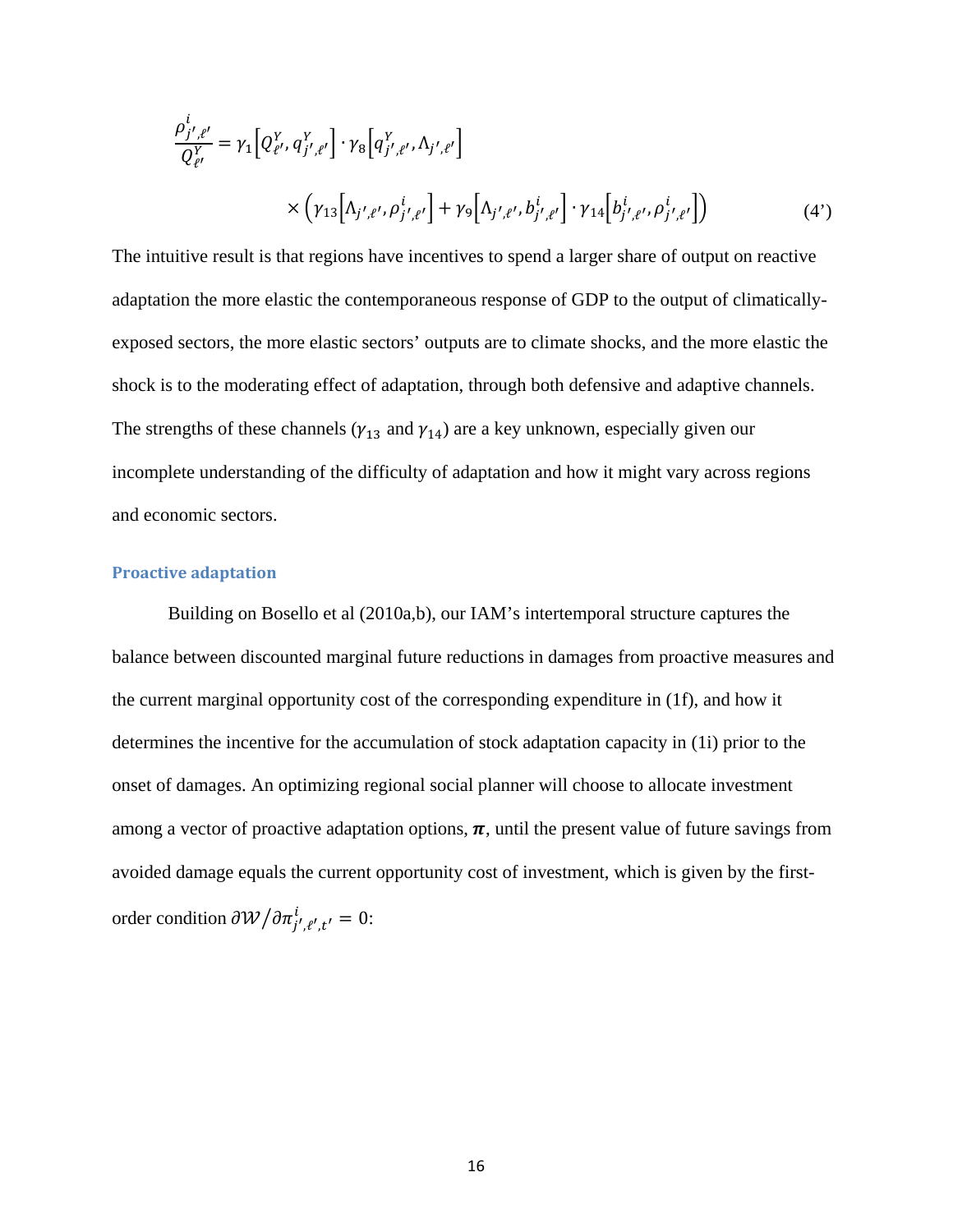$$\frac{\rho^{i}_{j',\ell'}}{Q^{Y}_{\ell'}} = \gamma_1\left[Q^{Y}_{\ell'}, q^{Y}_{j',\ell'}\right] \cdot \gamma_8\left[q^{Y}_{j',\ell'}, \Lambda_{j',\ell'}\right]$$

$$\times \left(\gamma_{13}\left[\Lambda_{j',\ell'}, \rho^{i}_{j',\ell'}\right] + \gamma_9\left[\Lambda_{j',\ell'}, b^{i}_{j',\ell'}\right] \cdot \gamma_{14}\left[b^{i}_{j',\ell'}, \rho^{i}_{j',\ell'}\right]\right) \tag{4'}$$

The intuitive result is that regions have incentives to spend a larger share of output on reactive adaptation the more elastic the contemporaneous response of GDP to the output of climatically-exposed sectors, the more elastic sectors' outputs are to climate shocks, and the more elastic the shock is to the moderating effect of adaptation, through both defensive and adaptive channels. The strengths of these channels ($\gamma_{13}$ and $\gamma_{14}$) are a key unknown, especially given our incomplete understanding of the difficulty of adaptation and how it might vary across regions and economic sectors.

### Proactive adaptation

Building on Bosello et al (2010a,b), our IAM's intertemporal structure captures the balance between discounted marginal future reductions in damages from proactive measures and the current marginal opportunity cost of the corresponding expenditure in (1f), and how it determines the incentive for the accumulation of stock adaptation capacity in (1i) prior to the onset of damages. An optimizing regional social planner will choose to allocate investment among a vector of proactive adaptation options, $\boldsymbol{\pi}$, until the present value of future savings from avoided damage equals the current opportunity cost of investment, which is given by the first-order condition $\partial\mathcal{W}/\partial\pi^{i}_{j',\ell',t'} = 0$: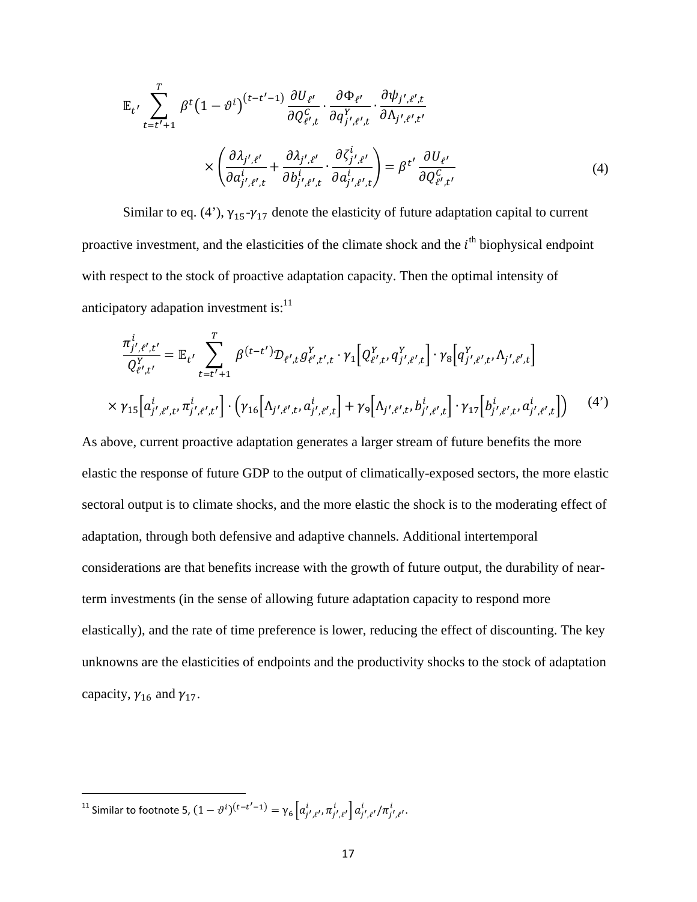$$\mathbb{E}_{t'} \sum_{t=t'+1}^{T} \beta^{t} \left(1-\vartheta^{i}\right)^{(t-t'-1)} \frac{\partial U_{\ell'}}{\partial Q^{C}_{\ell',t}} \cdot \frac{\partial \Phi_{\ell'}}{\partial q^{Y}_{j',\ell',t}} \cdot \frac{\partial \psi_{j',\ell',t}}{\partial \Lambda_{j',\ell',t'}}$$

$$\times \left( \frac{\partial \lambda_{j',\ell'}}{\partial a^{i}_{j',\ell',t}} + \frac{\partial \lambda_{j',\ell'}}{\partial b^{i}_{j',\ell',t}} \cdot \frac{\partial \zeta^{i}_{j',\ell'}}{\partial a^{i}_{j',\ell',t}} \right) = \beta^{t'} \frac{\partial U_{\ell'}}{\partial Q^{C}_{\ell',t'}} \tag{4}$$

Similar to eq. (4'), $\gamma_{15}$-$\gamma_{17}$ denote the elasticity of future adaptation capital to current proactive investment, and the elasticities of the climate shock and the $i^{\text{th}}$ biophysical endpoint with respect to the stock of proactive adaptation capacity. Then the optimal intensity of anticipatory adapation investment is:[11]

$$\frac{\pi^{i}_{j',\ell',t'}}{Q^{Y}_{\ell',t'}} = \mathbb{E}_{t'} \sum_{t=t'+1}^{T} \beta^{(t-t')} \mathcal{D}_{\ell',t} g^{Y}_{\ell',t',t} \cdot \gamma_{1}\left[Q^{Y}_{\ell',t}, q^{Y}_{j',\ell',t}\right] \cdot \gamma_{8}\left[q^{Y}_{j',\ell',t}, \Lambda_{j',\ell',t}\right]$$

$$\times \gamma_{15}\left[a^{i}_{j',\ell',t}, \pi^{i}_{j',\ell',t'}\right] \cdot \left( \gamma_{16}\left[\Lambda_{j',\ell',t}, a^{i}_{j',\ell',t}\right] + \gamma_{9}\left[\Lambda_{j',\ell',t}, b^{i}_{j',\ell',t}\right] \cdot \gamma_{17}\left[b^{i}_{j',\ell',t}, a^{i}_{j',\ell',t}\right] \right) \tag{4'}$$

As above, current proactive adaptation generates a larger stream of future benefits the more elastic the response of future GDP to the output of climatically-exposed sectors, the more elastic sectoral output is to climate shocks, and the more elastic the shock is to the moderating effect of adaptation, through both defensive and adaptive channels. Additional intertemporal considerations are that benefits increase with the growth of future output, the durability of near-term investments (in the sense of allowing future adaptation capacity to respond more elastically), and the rate of time preference is lower, reducing the effect of discounting. The key unknowns are the elasticities of endpoints and the productivity shocks to the stock of adaptation capacity, $\gamma_{16}$ and $\gamma_{17}$.

---

[11] Similar to footnote 5, $(1-\vartheta^{i})^{(t-t'-1)} = \gamma_{6}\left[a^{i}_{j',\ell'}, \pi^{i}_{j',\ell'}\right] a^{i}_{j',\ell'} / \pi^{i}_{j',\ell'}$.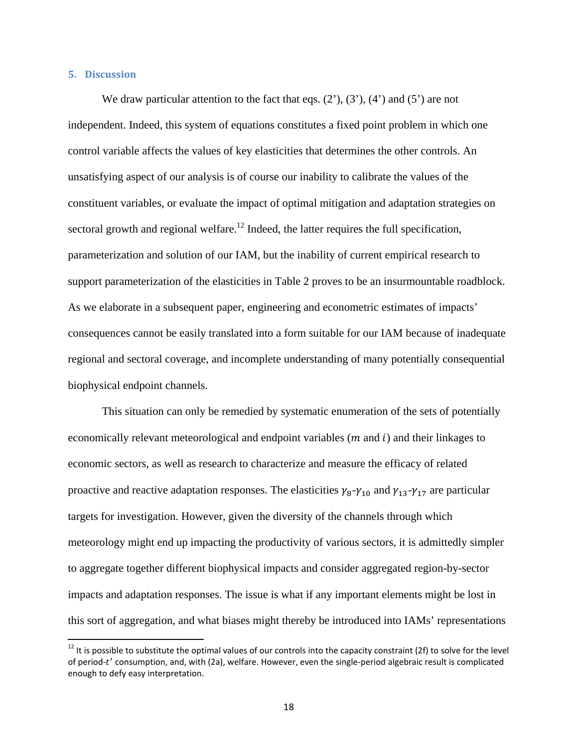## 5. Discussion

We draw particular attention to the fact that eqs. (2'), (3'), (4') and (5') are not independent. Indeed, this system of equations constitutes a fixed point problem in which one control variable affects the values of key elasticities that determines the other controls. An unsatisfying aspect of our analysis is of course our inability to calibrate the values of the constituent variables, or evaluate the impact of optimal mitigation and adaptation strategies on sectoral growth and regional welfare.[12] Indeed, the latter requires the full specification, parameterization and solution of our IAM, but the inability of current empirical research to support parameterization of the elasticities in Table 2 proves to be an insurmountable roadblock. As we elaborate in a subsequent paper, engineering and econometric estimates of impacts' consequences cannot be easily translated into a form suitable for our IAM because of inadequate regional and sectoral coverage, and incomplete understanding of many potentially consequential biophysical endpoint channels.

This situation can only be remedied by systematic enumeration of the sets of potentially economically relevant meteorological and endpoint variables ($m$ and $i$) and their linkages to economic sectors, as well as research to characterize and measure the efficacy of related proactive and reactive adaptation responses. The elasticities $\gamma_8$-$\gamma_{10}$ and $\gamma_{13}$-$\gamma_{17}$ are particular targets for investigation. However, given the diversity of the channels through which meteorology might end up impacting the productivity of various sectors, it is admittedly simpler to aggregate together different biophysical impacts and consider aggregated region-by-sector impacts and adaptation responses. The issue is what if any important elements might be lost in this sort of aggregation, and what biases might thereby be introduced into IAMs' representations

[12] It is possible to substitute the optimal values of our controls into the capacity constraint (2f) to solve for the level of period-$t'$ consumption, and, with (2a), welfare. However, even the single-period algebraic result is complicated enough to defy easy interpretation.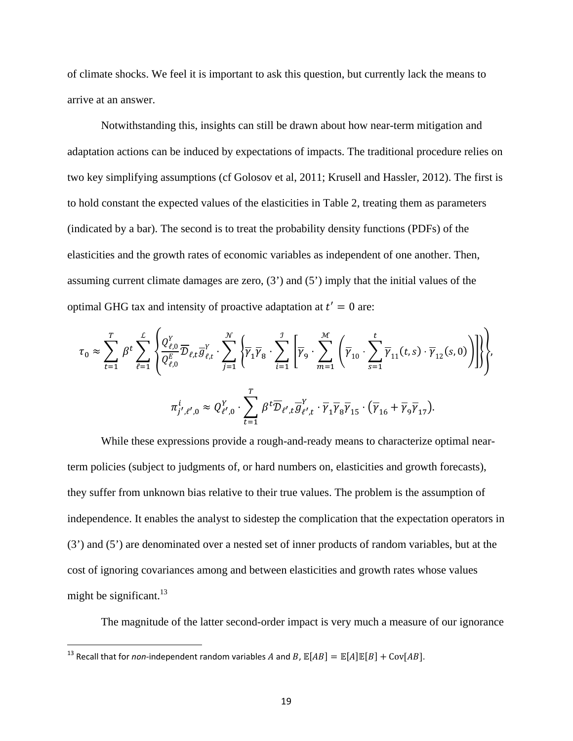of climate shocks. We feel it is important to ask this question, but currently lack the means to arrive at an answer.

Notwithstanding this, insights can still be drawn about how near-term mitigation and adaptation actions can be induced by expectations of impacts. The traditional procedure relies on two key simplifying assumptions (cf Golosov et al, 2011; Krusell and Hassler, 2012). The first is to hold constant the expected values of the elasticities in Table 2, treating them as parameters (indicated by a bar). The second is to treat the probability density functions (PDFs) of the elasticities and the growth rates of economic variables as independent of one another. Then, assuming current climate damages are zero, (3') and (5') imply that the initial values of the optimal GHG tax and intensity of proactive adaptation at $t' = 0$ are:

$$\tau_0 \approx \sum_{t=1}^{T} \beta^t \sum_{\ell=1}^{\mathcal{L}} \left\{ \frac{Q_{\ell,0}^Y}{Q_{\ell,0}^E} \overline{\mathcal{D}}_{\ell,t} \overline{g}_{\ell,t}^Y \cdot \sum_{j=1}^{\mathcal{N}} \left\{ \overline{\gamma}_1 \overline{\gamma}_8 \cdot \sum_{i=1}^{\mathcal{I}} \left[ \overline{\gamma}_9 \cdot \sum_{m=1}^{\mathcal{M}} \left( \overline{\gamma}_{10} \cdot \sum_{s=1}^{t} \overline{\gamma}_{11}(t,s) \cdot \overline{\gamma}_{12}(s,0) \right) \right] \right\} \right\},$$

$$\pi_{j',\ell',0}^{i} \approx Q_{\ell',0}^{Y} \cdot \sum_{t=1}^{T} \beta^t \overline{\mathcal{D}}_{\ell',t} \overline{g}_{\ell',t}^{Y} \cdot \overline{\gamma}_1 \overline{\gamma}_8 \overline{\gamma}_{15} \cdot \left( \overline{\gamma}_{16} + \overline{\gamma}_9 \overline{\gamma}_{17} \right).$$

While these expressions provide a rough-and-ready means to characterize optimal near-term policies (subject to judgments of, or hard numbers on, elasticities and growth forecasts), they suffer from unknown bias relative to their true values. The problem is the assumption of independence. It enables the analyst to sidestep the complication that the expectation operators in (3') and (5') are denominated over a nested set of inner products of random variables, but at the cost of ignoring covariances among and between elasticities and growth rates whose values might be significant.[13]

The magnitude of the latter second-order impact is very much a measure of our ignorance

[13] Recall that for *non*-independent random variables $A$ and $B$, $\mathbb{E}[AB] = \mathbb{E}[A]\mathbb{E}[B] + \text{Cov}[AB]$.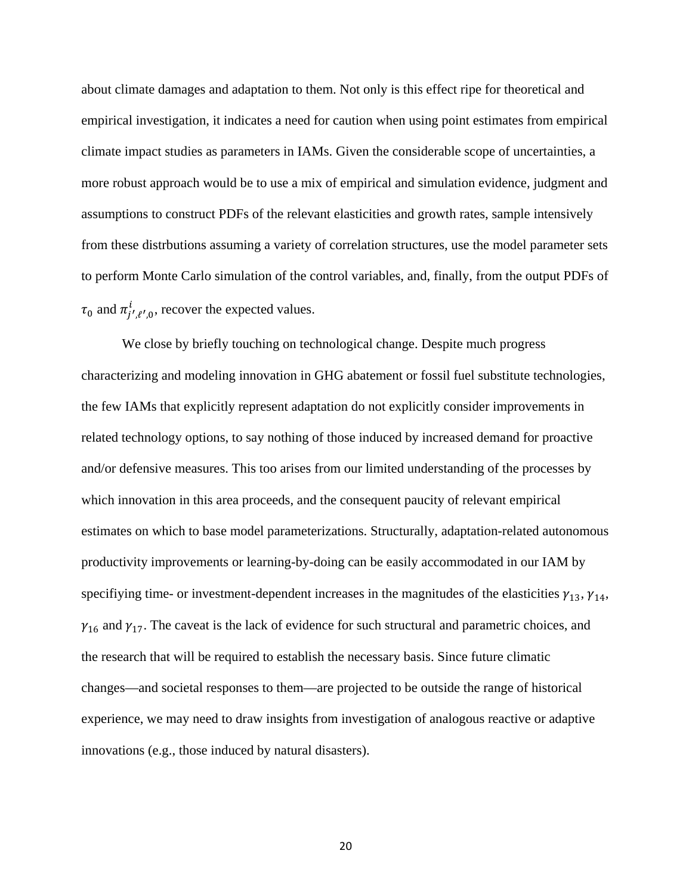about climate damages and adaptation to them. Not only is this effect ripe for theoretical and empirical investigation, it indicates a need for caution when using point estimates from empirical climate impact studies as parameters in IAMs. Given the considerable scope of uncertainties, a more robust approach would be to use a mix of empirical and simulation evidence, judgment and assumptions to construct PDFs of the relevant elasticities and growth rates, sample intensively from these distrbutions assuming a variety of correlation structures, use the model parameter sets to perform Monte Carlo simulation of the control variables, and, finally, from the output PDFs of $\tau_0$ and $\pi^i_{j',\ell',0}$, recover the expected values.

We close by briefly touching on technological change. Despite much progress characterizing and modeling innovation in GHG abatement or fossil fuel substitute technologies, the few IAMs that explicitly represent adaptation do not explicitly consider improvements in related technology options, to say nothing of those induced by increased demand for proactive and/or defensive measures. This too arises from our limited understanding of the processes by which innovation in this area proceeds, and the consequent paucity of relevant empirical estimates on which to base model parameterizations. Structurally, adaptation-related autonomous productivity improvements or learning-by-doing can be easily accommodated in our IAM by specifiying time- or investment-dependent increases in the magnitudes of the elasticities $\gamma_{13}$, $\gamma_{14}$, $\gamma_{16}$ and $\gamma_{17}$. The caveat is the lack of evidence for such structural and parametric choices, and the research that will be required to establish the necessary basis. Since future climatic changes—and societal responses to them—are projected to be outside the range of historical experience, we may need to draw insights from investigation of analogous reactive or adaptive innovations (e.g., those induced by natural disasters).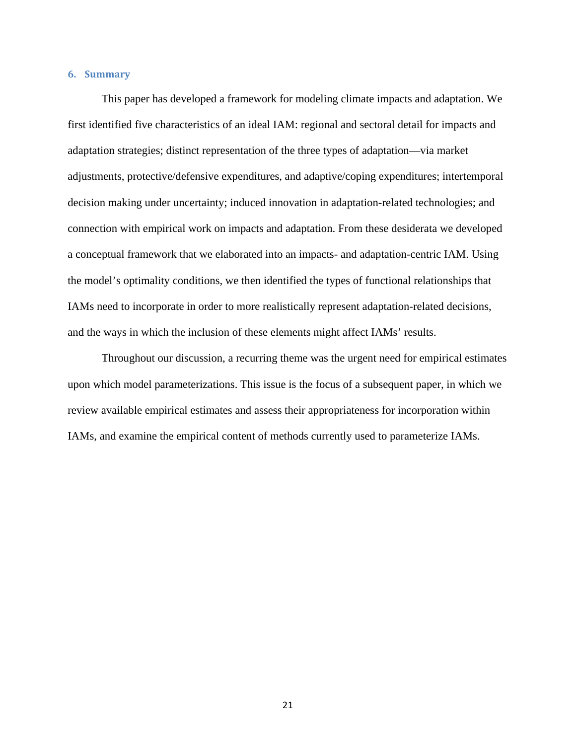## 6. Summary

This paper has developed a framework for modeling climate impacts and adaptation. We first identified five characteristics of an ideal IAM: regional and sectoral detail for impacts and adaptation strategies; distinct representation of the three types of adaptation—via market adjustments, protective/defensive expenditures, and adaptive/coping expenditures; intertemporal decision making under uncertainty; induced innovation in adaptation-related technologies; and connection with empirical work on impacts and adaptation. From these desiderata we developed a conceptual framework that we elaborated into an impacts- and adaptation-centric IAM. Using the model's optimality conditions, we then identified the types of functional relationships that IAMs need to incorporate in order to more realistically represent adaptation-related decisions, and the ways in which the inclusion of these elements might affect IAMs' results.

Throughout our discussion, a recurring theme was the urgent need for empirical estimates upon which model parameterizations. This issue is the focus of a subsequent paper, in which we review available empirical estimates and assess their appropriateness for incorporation within IAMs, and examine the empirical content of methods currently used to parameterize IAMs.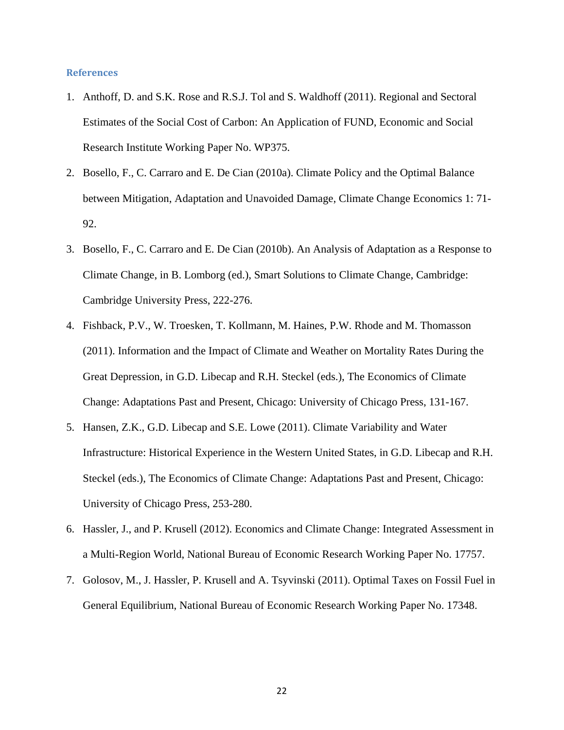### References

1. Anthoff, D. and S.K. Rose and R.S.J. Tol and S. Waldhoff (2011). Regional and Sectoral Estimates of the Social Cost of Carbon: An Application of FUND, Economic and Social Research Institute Working Paper No. WP375.
2. Bosello, F., C. Carraro and E. De Cian (2010a). Climate Policy and the Optimal Balance between Mitigation, Adaptation and Unavoided Damage, Climate Change Economics 1: 71-92.
3. Bosello, F., C. Carraro and E. De Cian (2010b). An Analysis of Adaptation as a Response to Climate Change, in B. Lomborg (ed.), Smart Solutions to Climate Change, Cambridge: Cambridge University Press, 222-276.
4. Fishback, P.V., W. Troesken, T. Kollmann, M. Haines, P.W. Rhode and M. Thomasson (2011). Information and the Impact of Climate and Weather on Mortality Rates During the Great Depression, in G.D. Libecap and R.H. Steckel (eds.), The Economics of Climate Change: Adaptations Past and Present, Chicago: University of Chicago Press, 131-167.
5. Hansen, Z.K., G.D. Libecap and S.E. Lowe (2011). Climate Variability and Water Infrastructure: Historical Experience in the Western United States, in G.D. Libecap and R.H. Steckel (eds.), The Economics of Climate Change: Adaptations Past and Present, Chicago: University of Chicago Press, 253-280.
6. Hassler, J., and P. Krusell (2012). Economics and Climate Change: Integrated Assessment in a Multi-Region World, National Bureau of Economic Research Working Paper No. 17757.
7. Golosov, M., J. Hassler, P. Krusell and A. Tsyvinski (2011). Optimal Taxes on Fossil Fuel in General Equilibrium, National Bureau of Economic Research Working Paper No. 17348.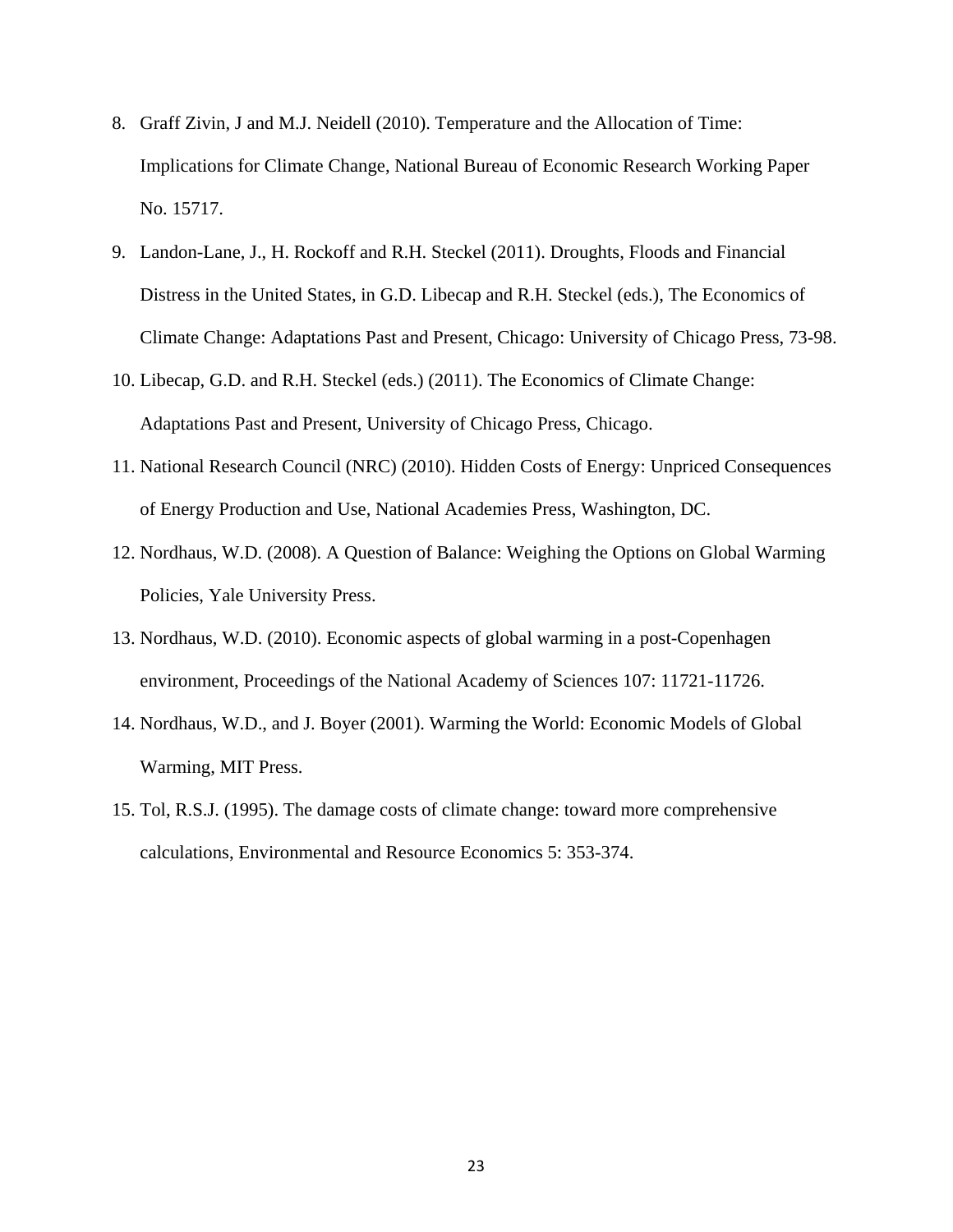8. Graff Zivin, J and M.J. Neidell (2010). Temperature and the Allocation of Time: Implications for Climate Change, National Bureau of Economic Research Working Paper No. 15717.
9. Landon-Lane, J., H. Rockoff and R.H. Steckel (2011). Droughts, Floods and Financial Distress in the United States, in G.D. Libecap and R.H. Steckel (eds.), The Economics of Climate Change: Adaptations Past and Present, Chicago: University of Chicago Press, 73-98.
10. Libecap, G.D. and R.H. Steckel (eds.) (2011). The Economics of Climate Change: Adaptations Past and Present, University of Chicago Press, Chicago.
11. National Research Council (NRC) (2010). Hidden Costs of Energy: Unpriced Consequences of Energy Production and Use, National Academies Press, Washington, DC.
12. Nordhaus, W.D. (2008). A Question of Balance: Weighing the Options on Global Warming Policies, Yale University Press.
13. Nordhaus, W.D. (2010). Economic aspects of global warming in a post-Copenhagen environment, Proceedings of the National Academy of Sciences 107: 11721-11726.
14. Nordhaus, W.D., and J. Boyer (2001). Warming the World: Economic Models of Global Warming, MIT Press.
15. Tol, R.S.J. (1995). The damage costs of climate change: toward more comprehensive calculations, Environmental and Resource Economics 5: 353-374.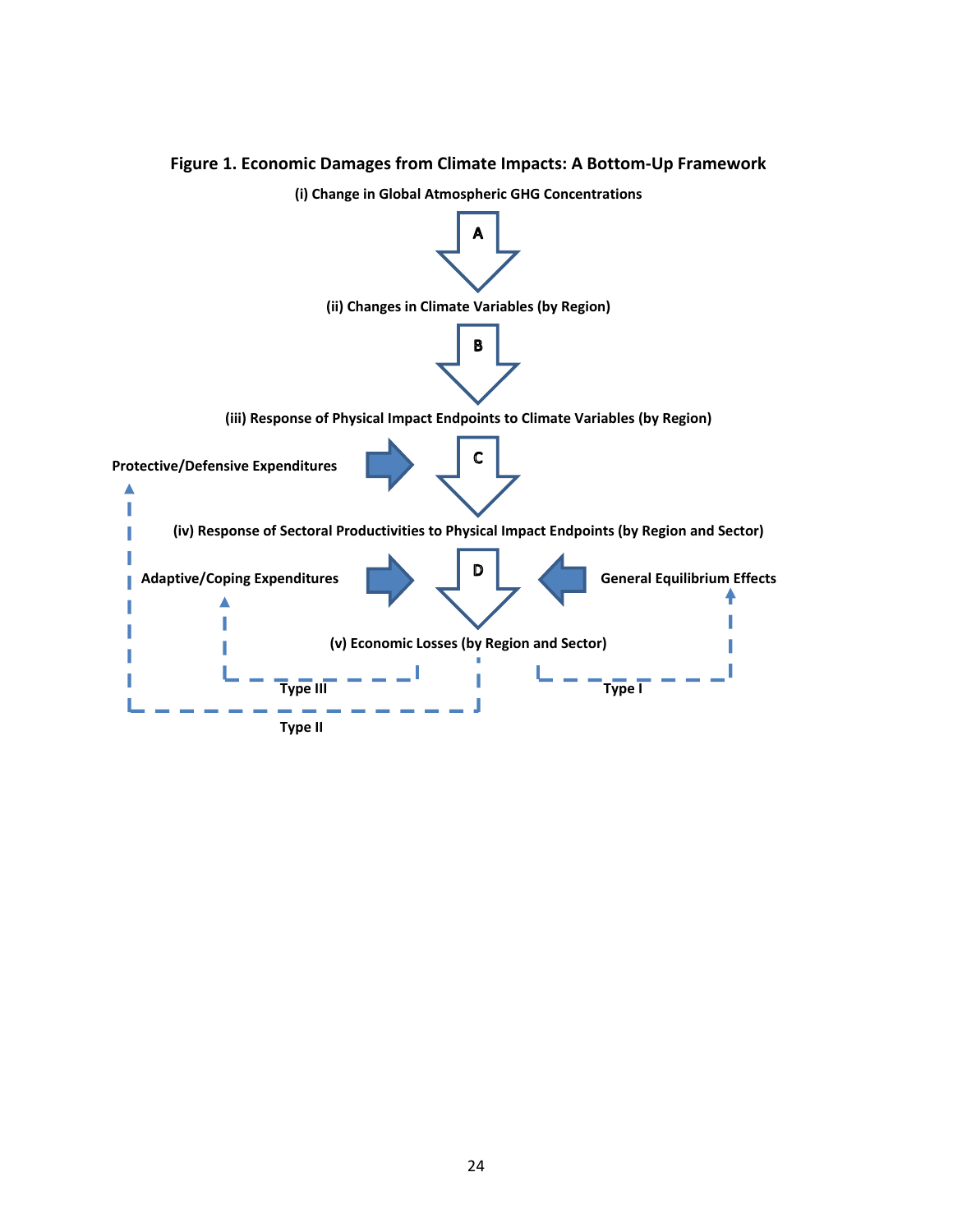**Figure 1. Economic Damages from Climate Impacts: A Bottom-Up Framework**

(i) Change in Global Atmospheric GHG Concentrations

A

(ii) Changes in Climate Variables (by Region)

B

(iii) Response of Physical Impact Endpoints to Climate Variables (by Region)

Protective/Defensive Expenditures

C

(iv) Response of Sectoral Productivities to Physical Impact Endpoints (by Region and Sector)

Adaptive/Coping Expenditures

D

General Equilibrium Effects

(v) Economic Losses (by Region and Sector)

Type III

Type I

Type II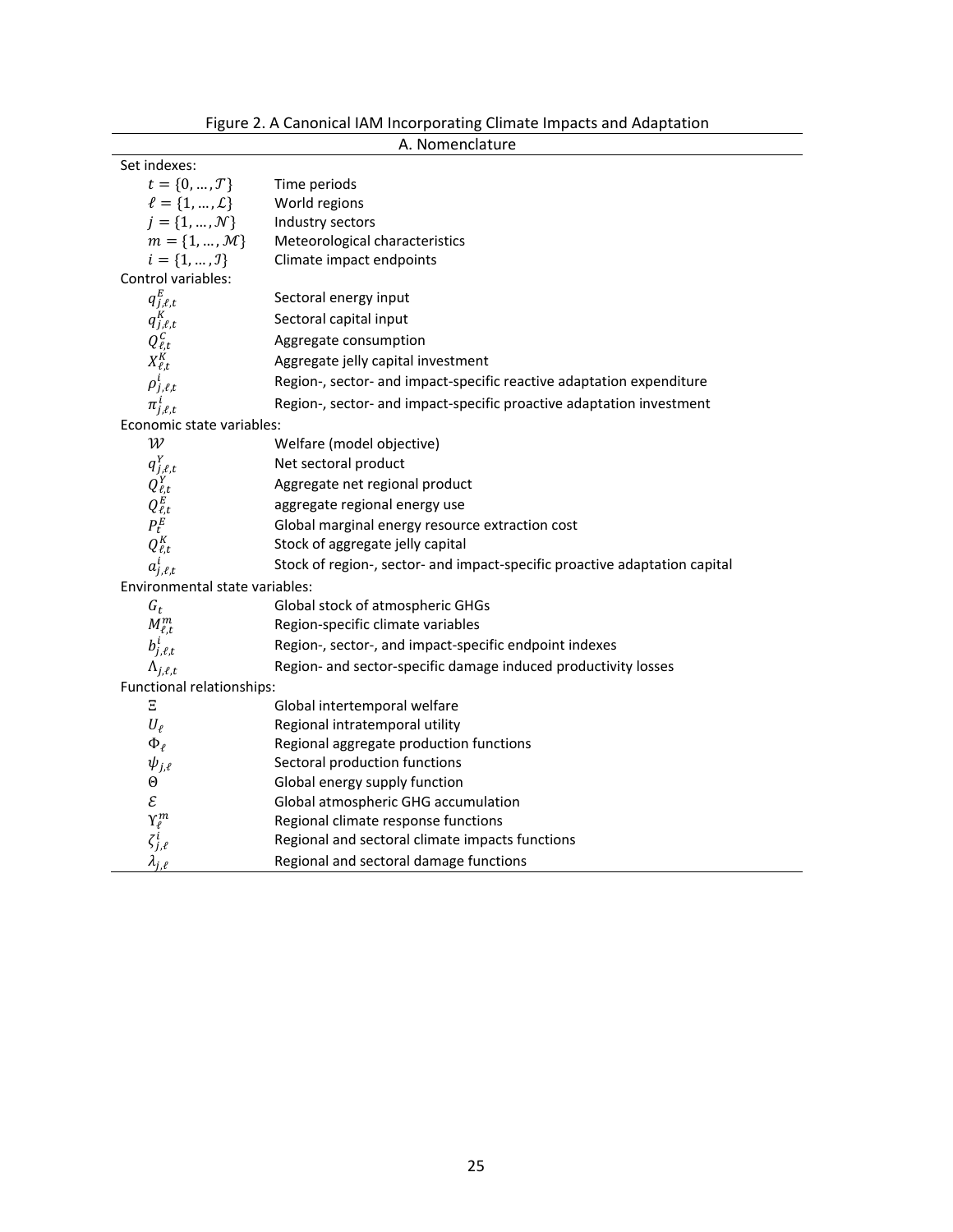Figure 2. A Canonical IAM Incorporating Climate Impacts and Adaptation

A. Nomenclature

| | |
|---|---|
| **Set indexes:** | |
| $t = \{0, \ldots, \mathcal{T}\}$ | Time periods |
| $\ell = \{1, \ldots, \mathcal{L}\}$ | World regions |
| $j = \{1, \ldots, \mathcal{N}\}$ | Industry sectors |
| $m = \{1, \ldots, \mathcal{M}\}$ | Meteorological characteristics |
| $i = \{1, \ldots, \mathcal{I}\}$ | Climate impact endpoints |
| **Control variables:** | |
| $q^{E}_{j,\ell,t}$ | Sectoral energy input |
| $q^{K}_{j,\ell,t}$ | Sectoral capital input |
| $Q^{C}_{\ell,t}$ | Aggregate consumption |
| $X^{K}_{\ell,t}$ | Aggregate jelly capital investment |
| $\rho^{i}_{j,\ell,t}$ | Region-, sector- and impact-specific reactive adaptation expenditure |
| $\pi^{i}_{j,\ell,t}$ | Region-, sector- and impact-specific proactive adaptation investment |
| **Economic state variables:** | |
| $\mathcal{W}$ | Welfare (model objective) |
| $q^{Y}_{j,\ell,t}$ | Net sectoral product |
| $Q^{Y}_{\ell,t}$ | Aggregate net regional product |
| $Q^{E}_{\ell,t}$ | aggregate regional energy use |
| $P^{E}_{t}$ | Global marginal energy resource extraction cost |
| $Q^{K}_{\ell,t}$ | Stock of aggregate jelly capital |
| $a^{i}_{j,\ell,t}$ | Stock of region-, sector- and impact-specific proactive adaptation capital |
| **Environmental state variables:** | |
| $G_t$ | Global stock of atmospheric GHGs |
| $M^{m}_{\ell,t}$ | Region-specific climate variables |
| $b^{i}_{j,\ell,t}$ | Region-, sector-, and impact-specific endpoint indexes |
| $\Lambda_{j,\ell,t}$ | Region- and sector-specific damage induced productivity losses |
| **Functional relationships:** | |
| $\Xi$ | Global intertemporal welfare |
| $U_{\ell}$ | Regional intratemporal utility |
| $\Phi_{\ell}$ | Regional aggregate production functions |
| $\psi_{j,\ell}$ | Sectoral production functions |
| $\Theta$ | Global energy supply function |
| $\mathcal{E}$ | Global atmospheric GHG accumulation |
| $\Upsilon^{m}_{\ell}$ | Regional climate response functions |
| $\zeta^{i}_{j,\ell}$ | Regional and sectoral climate impacts functions |
| $\lambda_{j,\ell}$ | Regional and sectoral damage functions |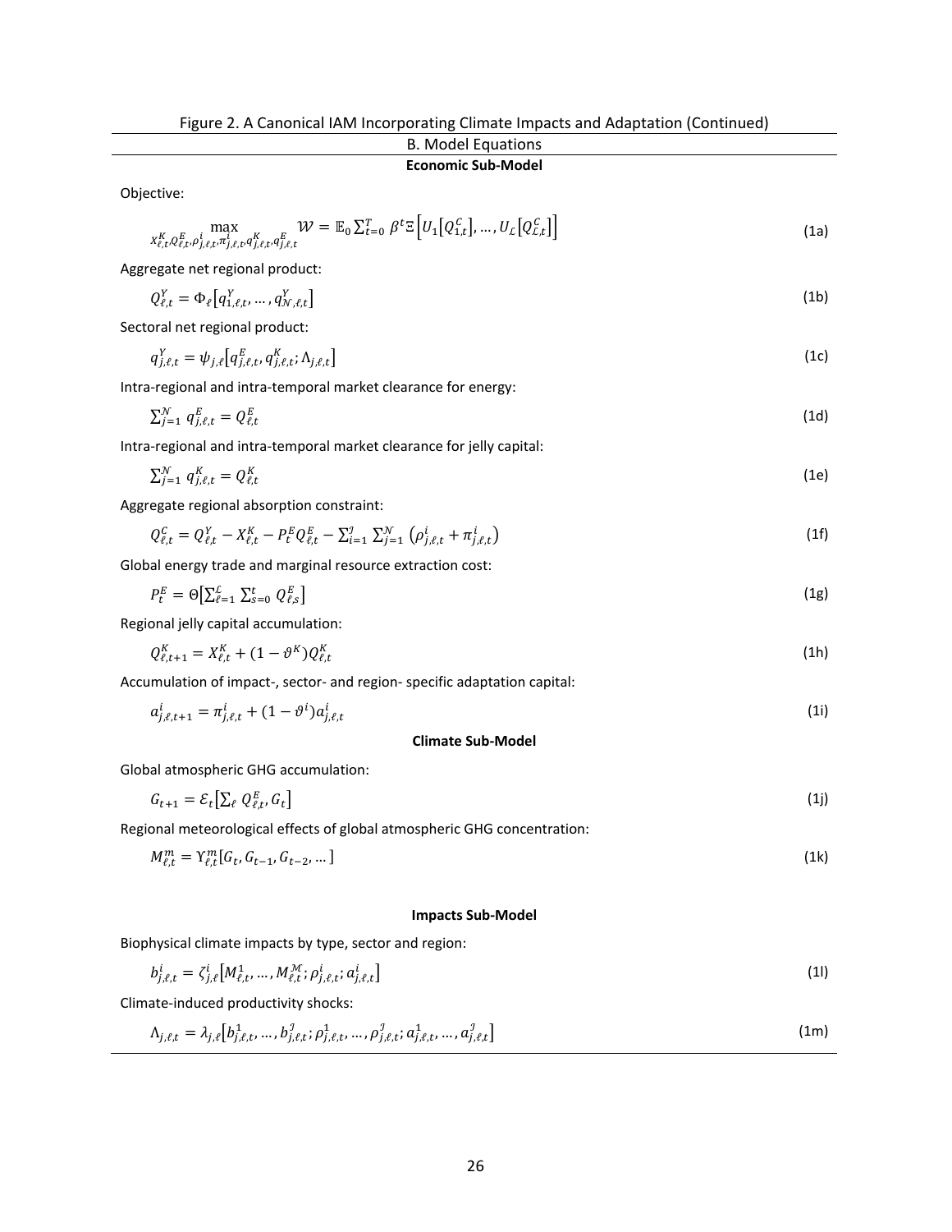Figure 2. A Canonical IAM Incorporating Climate Impacts and Adaptation (Continued)

B. Model Equations

**Economic Sub-Model**

Objective:

$$\max_{X^K_{\ell,t}, Q^E_{\ell,t}, \rho^i_{j,\ell,t}, \pi^i_{j,\ell,t}, q^K_{j,\ell,t}, q^E_{j,\ell,t}} \mathcal{W} = \mathbb{E}_0 \sum_{t=0}^{T} \beta^t \Xi\left[U_1\left[Q^C_{1,t}\right], \dots, U_{\mathcal{L}}\left[Q^C_{\mathcal{L},t}\right]\right] \tag{1a}$$

Aggregate net regional product:

$$Q^Y_{\ell,t} = \Phi_\ell\left[q^Y_{1,\ell,t}, \dots, q^Y_{\mathcal{N},\ell,t}\right] \tag{1b}$$

Sectoral net regional product:

$$q^Y_{j,\ell,t} = \psi_{j,\ell}\left[q^E_{j,\ell,t}, q^K_{j,\ell,t}; \Lambda_{j,\ell,t}\right] \tag{1c}$$

Intra-regional and intra-temporal market clearance for energy:

$$\sum_{j=1}^{\mathcal{N}} q^E_{j,\ell,t} = Q^E_{\ell,t} \tag{1d}$$

Intra-regional and intra-temporal market clearance for jelly capital:

$$\sum_{j=1}^{\mathcal{N}} q^K_{j,\ell,t} = Q^K_{\ell,t} \tag{1e}$$

Aggregate regional absorption constraint:

$$Q^C_{\ell,t} = Q^Y_{\ell,t} - X^K_{\ell,t} - P^E_t Q^E_{\ell,t} - \sum_{i=1}^{\mathcal{I}} \sum_{j=1}^{\mathcal{N}} \left(\rho^i_{j,\ell,t} + \pi^i_{j,\ell,t}\right) \tag{1f}$$

Global energy trade and marginal resource extraction cost:

$$P^E_t = \Theta\left[\sum_{\ell=1}^{\mathcal{L}} \sum_{s=0}^{t} Q^E_{\ell,s}\right] \tag{1g}$$

Regional jelly capital accumulation:

$$Q^K_{\ell,t+1} = X^K_{\ell,t} + (1 - \vartheta^K) Q^K_{\ell,t} \tag{1h}$$

Accumulation of impact-, sector- and region- specific adaptation capital:

$$a^i_{j,\ell,t+1} = \pi^i_{j,\ell,t} + (1 - \vartheta^i) a^i_{j,\ell,t} \tag{1i}$$

**Climate Sub-Model**

Global atmospheric GHG accumulation:

$$G_{t+1} = \mathcal{E}_t\left[\sum_\ell Q^E_{\ell,t}, G_t\right] \tag{1j}$$

Regional meteorological effects of global atmospheric GHG concentration:

$$M^m_{\ell,t} = \Upsilon^m_{\ell,t}\left[G_t, G_{t-1}, G_{t-2}, \dots\right] \tag{1k}$$

**Impacts Sub-Model**

Biophysical climate impacts by type, sector and region:

$$b^i_{j,\ell,t} = \zeta^i_{j,\ell}\left[M^1_{\ell,t}, \dots, M^{\mathcal{M}}_{\ell,t}; \rho^i_{j,\ell,t}; a^i_{j,\ell,t}\right] \tag{1l}$$

Climate-induced productivity shocks:

$$\Lambda_{j,\ell,t} = \lambda_{j,\ell}\left[b^1_{j,\ell,t}, \dots, b^{\mathcal{I}}_{j,\ell,t}; \rho^1_{j,\ell,t}, \dots, \rho^{\mathcal{I}}_{j,\ell,t}; a^1_{j,\ell,t}, \dots, a^{\mathcal{I}}_{j,\ell,t}\right] \tag{1m}$$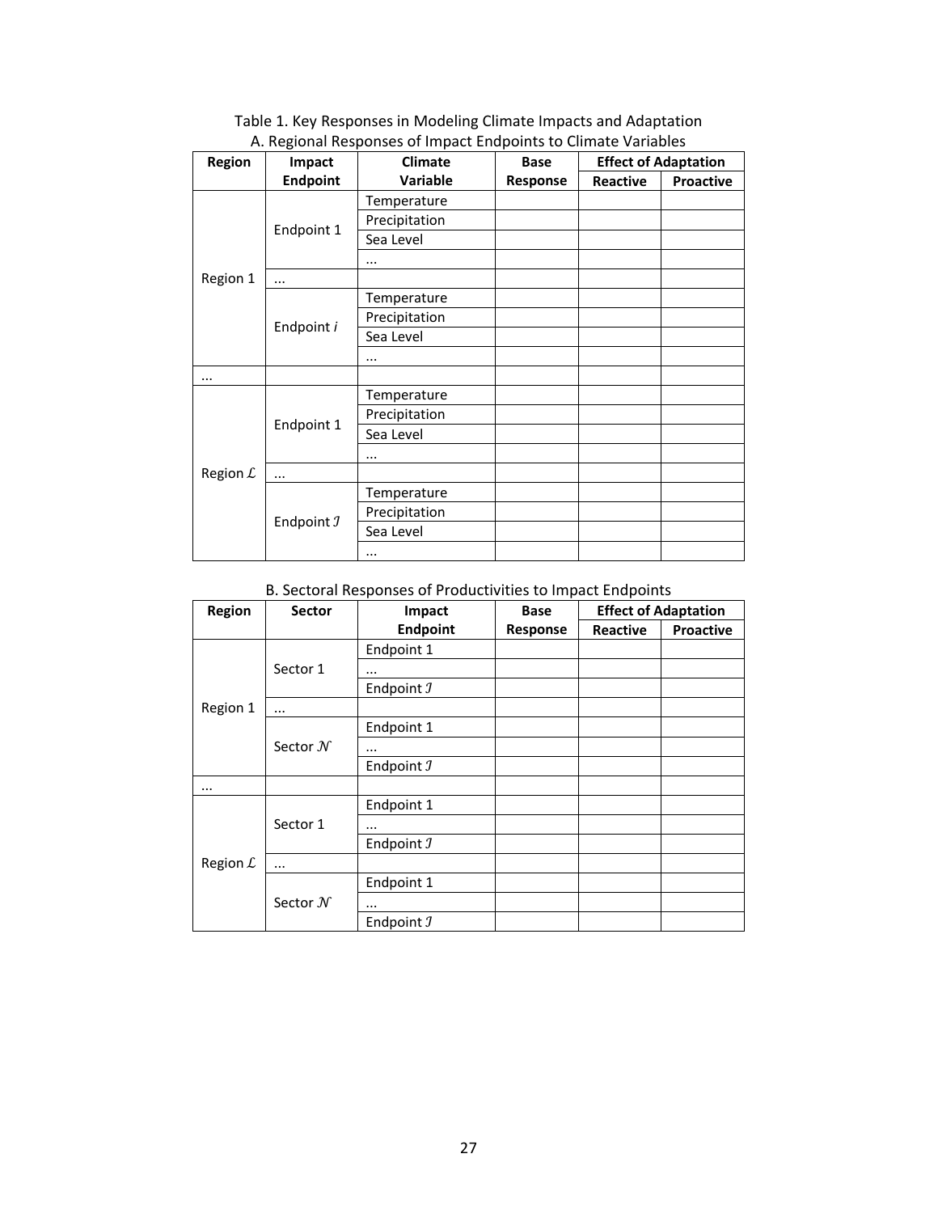Table 1. Key Responses in Modeling Climate Impacts and Adaptation

A. Regional Responses of Impact Endpoints to Climate Variables

| Region | Impact Endpoint | Climate Variable | Base Response | Effect of Adaptation | |
|---|---|---|---|---|---|
| | | | | Reactive | Proactive |
| Region 1 | Endpoint 1 | Temperature | | | |
| | | Precipitation | | | |
| | | Sea Level | | | |
| | | ... | | | |
| | ... | | | | |
| | Endpoint $i$ | Temperature | | | |
| | | Precipitation | | | |
| | | Sea Level | | | |
| | | ... | | | |
| ... | | | | | |
| Region $\mathcal{L}$ | Endpoint 1 | Temperature | | | |
| | | Precipitation | | | |
| | | Sea Level | | | |
| | | ... | | | |
| | ... | | | | |
| | Endpoint $\mathcal{I}$ | Temperature | | | |
| | | Precipitation | | | |
| | | Sea Level | | | |
| | | ... | | | |

B. Sectoral Responses of Productivities to Impact Endpoints

| Region | Sector | Impact Endpoint | Base Response | Effect of Adaptation | |
|---|---|---|---|---|---|
| | | | | Reactive | Proactive |
| Region 1 | Sector 1 | Endpoint 1 | | | |
| | | ... | | | |
| | | Endpoint $\mathcal{I}$ | | | |
| | ... | | | | |
| | Sector $\mathcal{N}$ | Endpoint 1 | | | |
| | | ... | | | |
| | | Endpoint $\mathcal{I}$ | | | |
| ... | | | | | |
| Region $\mathcal{L}$ | Sector 1 | Endpoint 1 | | | |
| | | ... | | | |
| | | Endpoint $\mathcal{I}$ | | | |
| | ... | | | | |
| | Sector $\mathcal{N}$ | Endpoint 1 | | | |
| | | ... | | | |
| | | Endpoint $\mathcal{I}$ | | | |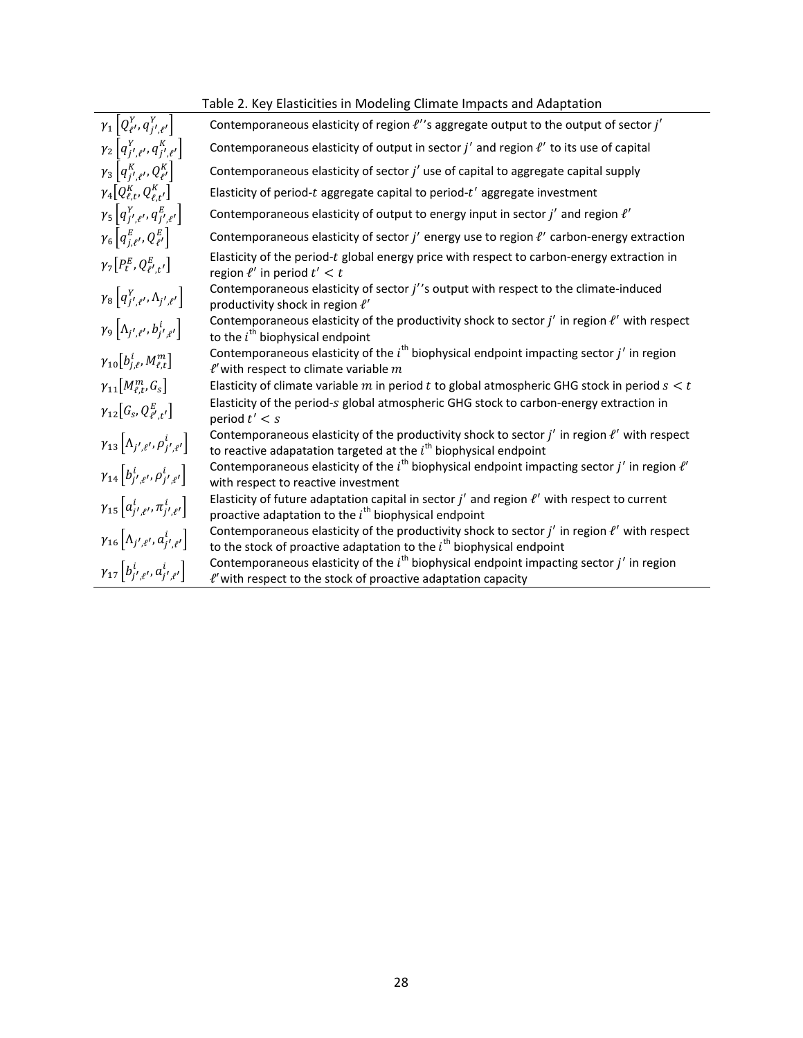Table 2. Key Elasticities in Modeling Climate Impacts and Adaptation

| | |
|---|---|
| $\gamma_1\left[Q^Y_{\ell'}, q^Y_{j',\ell'}\right]$ | Contemporaneous elasticity of region $\ell'$'s aggregate output to the output of sector $j'$ |
| $\gamma_2\left[q^Y_{j',\ell'}, q^K_{j',\ell'}\right]$ | Contemporaneous elasticity of output in sector $j'$ and region $\ell'$ to its use of capital |
| $\gamma_3\left[q^K_{j',\ell'}, Q^K_{\ell'}\right]$ | Contemporaneous elasticity of sector $j'$ use of capital to aggregate capital supply |
| $\gamma_4\left[Q^K_{\ell,t}, Q^K_{\ell,t'}\right]$ | Elasticity of period-$t$ aggregate capital to period-$t'$ aggregate investment |
| $\gamma_5\left[q^Y_{j',\ell'}, q^E_{j',\ell'}\right]$ | Contemporaneous elasticity of output to energy input in sector $j'$ and region $\ell'$ |
| $\gamma_6\left[q^E_{j,\ell'}, Q^E_{\ell'}\right]$ | Contemporaneous elasticity of sector $j'$ energy use to region $\ell'$ carbon-energy extraction |
| $\gamma_7\left[P^E_t, Q^E_{\ell',t'}\right]$ | Elasticity of the period-$t$ global energy price with respect to carbon-energy extraction in region $\ell'$ in period $t' < t$ |
| $\gamma_8\left[q^Y_{j',\ell'}, \Lambda_{j',\ell'}\right]$ | Contemporaneous elasticity of sector $j'$'s output with respect to the climate-induced productivity shock in region $\ell'$ |
| $\gamma_9\left[\Lambda_{j',\ell'}, b^i_{j',\ell'}\right]$ | Contemporaneous elasticity of the productivity shock to sector $j'$ in region $\ell'$ with respect to the $i^{\text{th}}$ biophysical endpoint |
| $\gamma_{10}\left[b^i_{j,\ell}, M^m_{\ell,t}\right]$ | Contemporaneous elasticity of the $i^{\text{th}}$ biophysical endpoint impacting sector $j'$ in region $\ell'$ with respect to climate variable $m$ |
| $\gamma_{11}\left[M^m_{\ell,t}, G_s\right]$ | Elasticity of climate variable $m$ in period $t$ to global atmospheric GHG stock in period $s < t$ |
| $\gamma_{12}\left[G_s, Q^E_{\ell',t'}\right]$ | Elasticity of the period-$s$ global atmospheric GHG stock to carbon-energy extraction in period $t' < s$ |
| $\gamma_{13}\left[\Lambda_{j',\ell'}, \rho^i_{j',\ell'}\right]$ | Contemporaneous elasticity of the productivity shock to sector $j'$ in region $\ell'$ with respect to reactive adapatation targeted at the $i^{\text{th}}$ biophysical endpoint |
| $\gamma_{14}\left[b^i_{j',\ell'}, \rho^i_{j',\ell'}\right]$ | Contemporaneous elasticity of the $i^{\text{th}}$ biophysical endpoint impacting sector $j'$ in region $\ell'$ with respect to reactive investment |
| $\gamma_{15}\left[a^i_{j',\ell'}, \pi^i_{j',\ell'}\right]$ | Elasticity of future adaptation capital in sector $j'$ and region $\ell'$ with respect to current proactive adaptation to the $i^{\text{th}}$ biophysical endpoint |
| $\gamma_{16}\left[\Lambda_{j',\ell'}, a^i_{j',\ell'}\right]$ | Contemporaneous elasticity of the productivity shock to sector $j'$ in region $\ell'$ with respect to the stock of proactive adaptation to the $i^{\text{th}}$ biophysical endpoint |
| $\gamma_{17}\left[b^i_{j',\ell'}, a^i_{j',\ell'}\right]$ | Contemporaneous elasticity of the $i^{\text{th}}$ biophysical endpoint impacting sector $j'$ in region $\ell'$ with respect to the stock of proactive adaptation capacity |